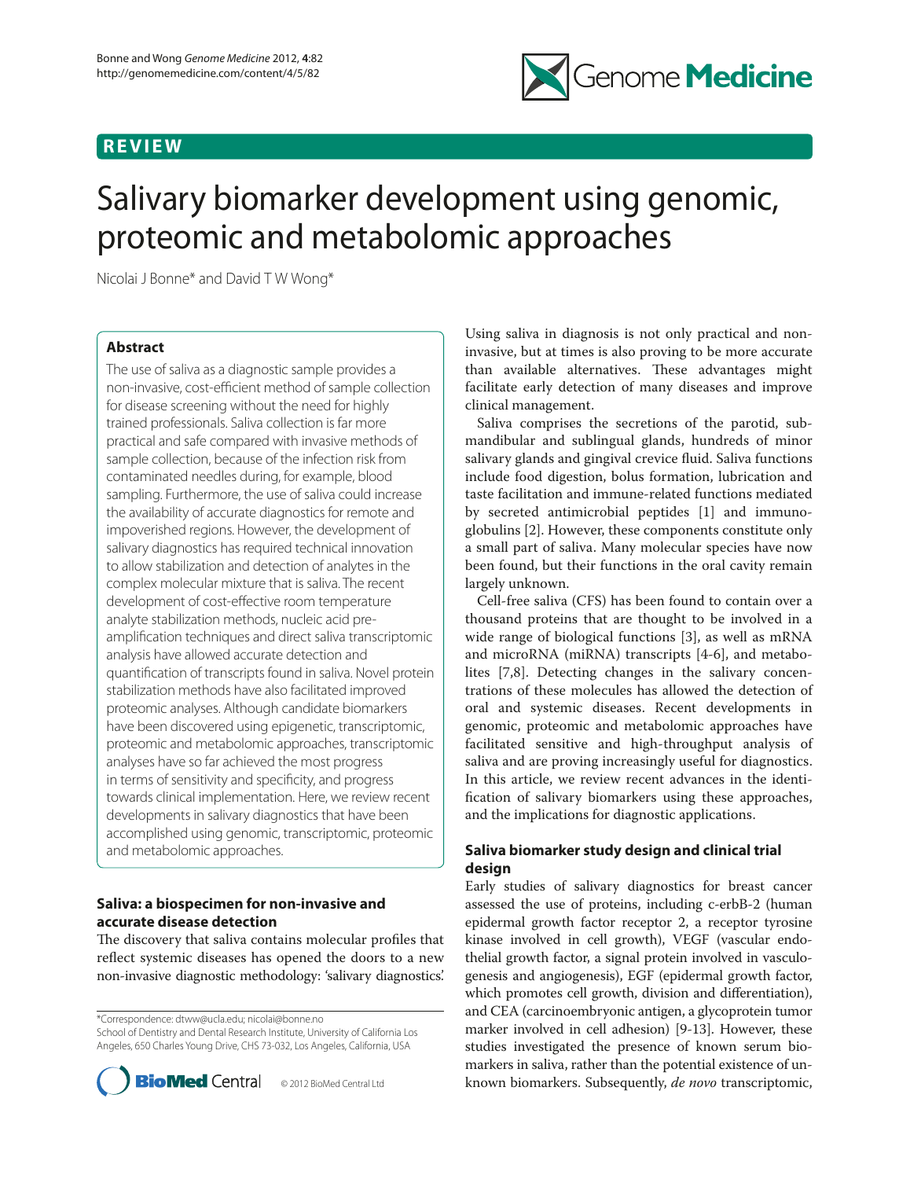REVIEW

# Salivary biomarker development using genomic, proteomic and metabolomic approaches

Nicolai J Bonne* and David T W Wong*

## Abstract

The use of saliva as a diagnostic sample provides a non-invasive, cost-efficient method of sample collection for disease screening without the need for highly trained professionals. Saliva collection is far more practical and safe compared with invasive methods of sample collection, because of the infection risk from contaminated needles during, for example, blood sampling. Furthermore, the use of saliva could increase the availability of accurate diagnostics for remote and impoverished regions. However, the development of salivary diagnostics has required technical innovation to allow stabilization and detection of analytes in the complex molecular mixture that is saliva. The recent development of cost-effective room temperature analyte stabilization methods, nucleic acid pre-amplification techniques and direct saliva transcriptomic analysis have allowed accurate detection and quantification of transcripts found in saliva. Novel protein stabilization methods have also facilitated improved proteomic analyses. Although candidate biomarkers have been discovered using epigenetic, transcriptomic, proteomic and metabolomic approaches, transcriptomic analyses have so far achieved the most progress in terms of sensitivity and specificity, and progress towards clinical implementation. Here, we review recent developments in salivary diagnostics that have been accomplished using genomic, transcriptomic, proteomic and metabolomic approaches.

## Saliva: a biospecimen for non-invasive and accurate disease detection

The discovery that saliva contains molecular profiles that reflect systemic diseases has opened the doors to a new non-invasive diagnostic methodology: 'salivary diagnostics'. Using saliva in diagnosis is not only practical and non-invasive, but at times is also proving to be more accurate than available alternatives. These advantages might facilitate early detection of many diseases and improve clinical management.

Saliva comprises the secretions of the parotid, submandibular and sublingual glands, hundreds of minor salivary glands and gingival crevice fluid. Saliva functions include food digestion, bolus formation, lubrication and taste facilitation and immune-related functions mediated by secreted antimicrobial peptides [1] and immunoglobulins [2]. However, these components constitute only a small part of saliva. Many molecular species have now been found, but their functions in the oral cavity remain largely unknown.

Cell-free saliva (CFS) has been found to contain over a thousand proteins that are thought to be involved in a wide range of biological functions [3], as well as mRNA and microRNA (miRNA) transcripts [4-6], and metabolites [7,8]. Detecting changes in the salivary concentrations of these molecules has allowed the detection of oral and systemic diseases. Recent developments in genomic, proteomic and metabolomic approaches have facilitated sensitive and high-throughput analysis of saliva and are proving increasingly useful for diagnostics. In this article, we review recent advances in the identification of salivary biomarkers using these approaches, and the implications for diagnostic applications.

## Saliva biomarker study design and clinical trial design

Early studies of salivary diagnostics for breast cancer assessed the use of proteins, including c-erbB-2 (human epidermal growth factor receptor 2, a receptor tyrosine kinase involved in cell growth), VEGF (vascular endothelial growth factor, a signal protein involved in vasculogenesis and angiogenesis), EGF (epidermal growth factor, which promotes cell growth, division and differentiation), and CEA (carcinoembryonic antigen, a glycoprotein tumor marker involved in cell adhesion) [9-13]. However, these studies investigated the presence of known serum biomarkers in saliva, rather than the potential existence of unknown biomarkers. Subsequently, *de novo* transcriptomic,

*Correspondence: dtww@ucla.edu; nicolai@bonne.no
School of Dentistry and Dental Research Institute, University of California Los Angeles, 650 Charles Young Drive, CHS 73-032, Los Angeles, California, USA

© 2012 BioMed Central Ltd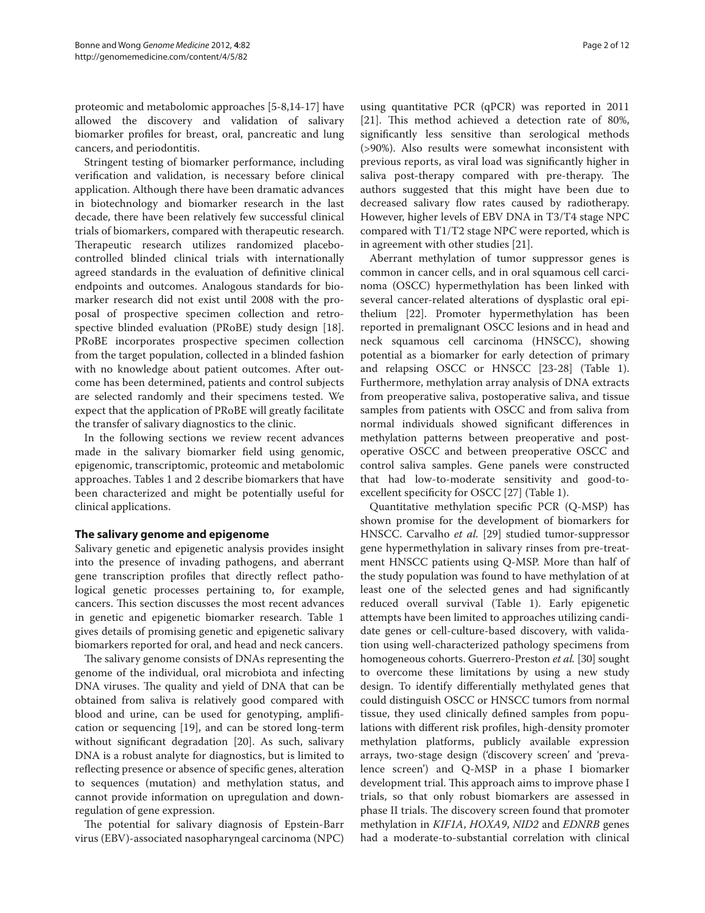proteomic and metabolomic approaches [5-8,14-17] have allowed the discovery and validation of salivary biomarker profiles for breast, oral, pancreatic and lung cancers, and periodontitis.

Stringent testing of biomarker performance, including verification and validation, is necessary before clinical application. Although there have been dramatic advances in biotechnology and biomarker research in the last decade, there have been relatively few successful clinical trials of biomarkers, compared with therapeutic research. Therapeutic research utilizes randomized placebo-controlled blinded clinical trials with internationally agreed standards in the evaluation of definitive clinical endpoints and outcomes. Analogous standards for biomarker research did not exist until 2008 with the proposal of prospective specimen collection and retrospective blinded evaluation (PRoBE) study design [18]. PRoBE incorporates prospective specimen collection from the target population, collected in a blinded fashion with no knowledge about patient outcomes. After outcome has been determined, patients and control subjects are selected randomly and their specimens tested. We expect that the application of PRoBE will greatly facilitate the transfer of salivary diagnostics to the clinic.

In the following sections we review recent advances made in the salivary biomarker field using genomic, epigenomic, transcriptomic, proteomic and metabolomic approaches. Tables 1 and 2 describe biomarkers that have been characterized and might be potentially useful for clinical applications.

## The salivary genome and epigenome

Salivary genetic and epigenetic analysis provides insight into the presence of invading pathogens, and aberrant gene transcription profiles that directly reflect pathological genetic processes pertaining to, for example, cancers. This section discusses the most recent advances in genetic and epigenetic biomarker research. Table 1 gives details of promising genetic and epigenetic salivary biomarkers reported for oral, and head and neck cancers.

The salivary genome consists of DNAs representing the genome of the individual, oral microbiota and infecting DNA viruses. The quality and yield of DNA that can be obtained from saliva is relatively good compared with blood and urine, can be used for genotyping, amplification or sequencing [19], and can be stored long-term without significant degradation [20]. As such, salivary DNA is a robust analyte for diagnostics, but is limited to reflecting presence or absence of specific genes, alteration to sequences (mutation) and methylation status, and cannot provide information on upregulation and downregulation of gene expression.

The potential for salivary diagnosis of Epstein-Barr virus (EBV)-associated nasopharyngeal carcinoma (NPC) using quantitative PCR (qPCR) was reported in 2011 [21]. This method achieved a detection rate of 80%, significantly less sensitive than serological methods (>90%). Also results were somewhat inconsistent with previous reports, as viral load was significantly higher in saliva post-therapy compared with pre-therapy. The authors suggested that this might have been due to decreased salivary flow rates caused by radiotherapy. However, higher levels of EBV DNA in T3/T4 stage NPC compared with T1/T2 stage NPC were reported, which is in agreement with other studies [21].

Aberrant methylation of tumor suppressor genes is common in cancer cells, and in oral squamous cell carcinoma (OSCC) hypermethylation has been linked with several cancer-related alterations of dysplastic oral epithelium [22]. Promoter hypermethylation has been reported in premalignant OSCC lesions and in head and neck squamous cell carcinoma (HNSCC), showing potential as a biomarker for early detection of primary and relapsing OSCC or HNSCC [23-28] (Table 1). Furthermore, methylation array analysis of DNA extracts from preoperative saliva, postoperative saliva, and tissue samples from patients with OSCC and from saliva from normal individuals showed significant differences in methylation patterns between preoperative and postoperative OSCC and between preoperative OSCC and control saliva samples. Gene panels were constructed that had low-to-moderate sensitivity and good-to-excellent specificity for OSCC [27] (Table 1).

Quantitative methylation specific PCR (Q-MSP) has shown promise for the development of biomarkers for HNSCC. Carvalho *et al.* [29] studied tumor-suppressor gene hypermethylation in salivary rinses from pre-treatment HNSCC patients using Q-MSP. More than half of the study population was found to have methylation of at least one of the selected genes and had significantly reduced overall survival (Table 1). Early epigenetic attempts have been limited to approaches utilizing candidate genes or cell-culture-based discovery, with validation using well-characterized pathology specimens from homogeneous cohorts. Guerrero-Preston *et al.* [30] sought to overcome these limitations by using a new study design. To identify differentially methylated genes that could distinguish OSCC or HNSCC tumors from normal tissue, they used clinically defined samples from populations with different risk profiles, high-density promoter methylation platforms, publicly available expression arrays, two-stage design ('discovery screen' and 'prevalence screen') and Q-MSP in a phase I biomarker development trial. This approach aims to improve phase I trials, so that only robust biomarkers are assessed in phase II trials. The discovery screen found that promoter methylation in *KIF1A*, *HOXA9*, *NID2* and *EDNRB* genes had a moderate-to-substantial correlation with clinical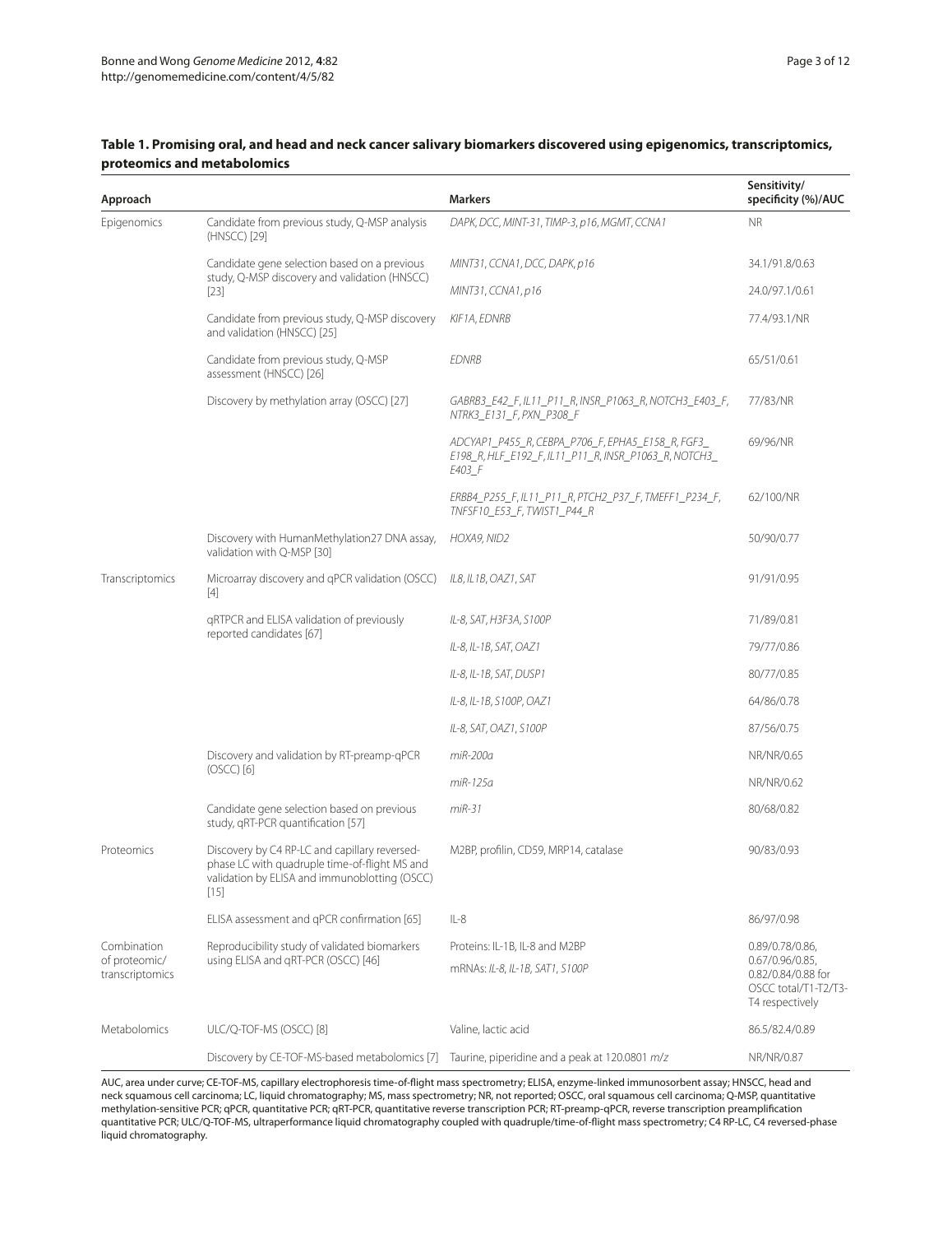**Table 1. Promising oral, and head and neck cancer salivary biomarkers discovered using epigenomics, transcriptomics, proteomics and metabolomics**

| Approach | | Markers | Sensitivity/ specificity (%)/AUC |
|---|---|---|---|
| Epigenomics | Candidate from previous study, Q-MSP analysis (HNSCC) [29] | *DAPK, DCC, MINT-31, TIMP-3, p16, MGMT, CCNA1* | NR |
| | Candidate gene selection based on a previous study, Q-MSP discovery and validation (HNSCC) [23] | *MINT31, CCNA1, DCC, DAPK, p16* | 34.1/91.8/0.63 |
| | | *MINT31, CCNA1, p16* | 24.0/97.1/0.61 |
| | Candidate from previous study, Q-MSP discovery and validation (HNSCC) [25] | *KIF1A, EDNRB* | 77.4/93.1/NR |
| | Candidate from previous study, Q-MSP assessment (HNSCC) [26] | *EDNRB* | 65/51/0.61 |
| | Discovery by methylation array (OSCC) [27] | *GABRB3_E42_F, IL11_P11_R, INSR_P1063_R, NOTCH3_E403_F, NTRK3_E131_F, PXN_P308_F* | 77/83/NR |
| | | *ADCYAP1_P455_R, CEBPA_P706_F, EPHA5_E158_R, FGF3_E198_R, HLF_E192_F, IL11_P11_R, INSR_P1063_R, NOTCH3_E403_F* | 69/96/NR |
| | | *ERBB4_P255_F, IL11_P11_R, PTCH2_P37_F, TMEFF1_P234_F, TNFSF10_E53_F, TWIST1_P44_R* | 62/100/NR |
| | Discovery with HumanMethylation27 DNA assay, validation with Q-MSP [30] | *HOXA9, NID2* | 50/90/0.77 |
| Transcriptomics | Microarray discovery and qPCR validation (OSCC) [4] | *IL8, IL1B, OAZ1, SAT* | 91/91/0.95 |
| | qRTPCR and ELISA validation of previously reported candidates [67] | *IL-8, SAT, H3F3A, S100P* | 71/89/0.81 |
| | | *IL-8, IL-1B, SAT, OAZ1* | 79/77/0.86 |
| | | *IL-8, IL-1B, SAT, DUSP1* | 80/77/0.85 |
| | | *IL-8, IL-1B, S100P, OAZ1* | 64/86/0.78 |
| | | *IL-8, SAT, OAZ1, S100P* | 87/56/0.75 |
| | Discovery and validation by RT-preamp-qPCR (OSCC) [6] | *miR-200a* | NR/NR/0.65 |
| | | *miR-125a* | NR/NR/0.62 |
| | Candidate gene selection based on previous study, qRT-PCR quantification [57] | *miR-31* | 80/68/0.82 |
| Proteomics | Discovery by C4 RP-LC and capillary reversed-phase LC with quadruple time-of-flight MS and validation by ELISA and immunoblotting (OSCC) [15] | M2BP, profilin, CD59, MRP14, catalase | 90/83/0.93 |
| | ELISA assessment and qPCR confirmation [65] | IL-8 | 86/97/0.98 |
| Combination of proteomic/ transcriptomics | Reproducibility study of validated biomarkers using ELISA and qRT-PCR (OSCC) [46] | Proteins: IL-1B, IL-8 and M2BP | 0.89/0.78/0.86, 0.67/0.96/0.85, 0.82/0.84/0.88 for OSCC total/T1-T2/T3-T4 respectively |
| | | mRNAs: *IL-8, IL-1B, SAT1, S100P* | |
| Metabolomics | ULC/Q-TOF-MS (OSCC) [8] | Valine, lactic acid | 86.5/82.4/0.89 |
| | Discovery by CE-TOF-MS-based metabolomics [7] | Taurine, piperidine and a peak at 120.0801 *m/z* | NR/NR/0.87 |

AUC, area under curve; CE-TOF-MS, capillary electrophoresis time-of-flight mass spectrometry; ELISA, enzyme-linked immunosorbent assay; HNSCC, head and neck squamous cell carcinoma; LC, liquid chromatography; MS, mass spectrometry; NR, not reported; OSCC, oral squamous cell carcinoma; Q-MSP, quantitative methylation-sensitive PCR; qPCR, quantitative PCR; qRT-PCR, quantitative reverse transcription PCR; RT-preamp-qPCR, reverse transcription preamplification quantitative PCR; ULC/Q-TOF-MS, ultraperformance liquid chromatography coupled with quadruple/time-of-flight mass spectrometry; C4 RP-LC, C4 reversed-phase liquid chromatography.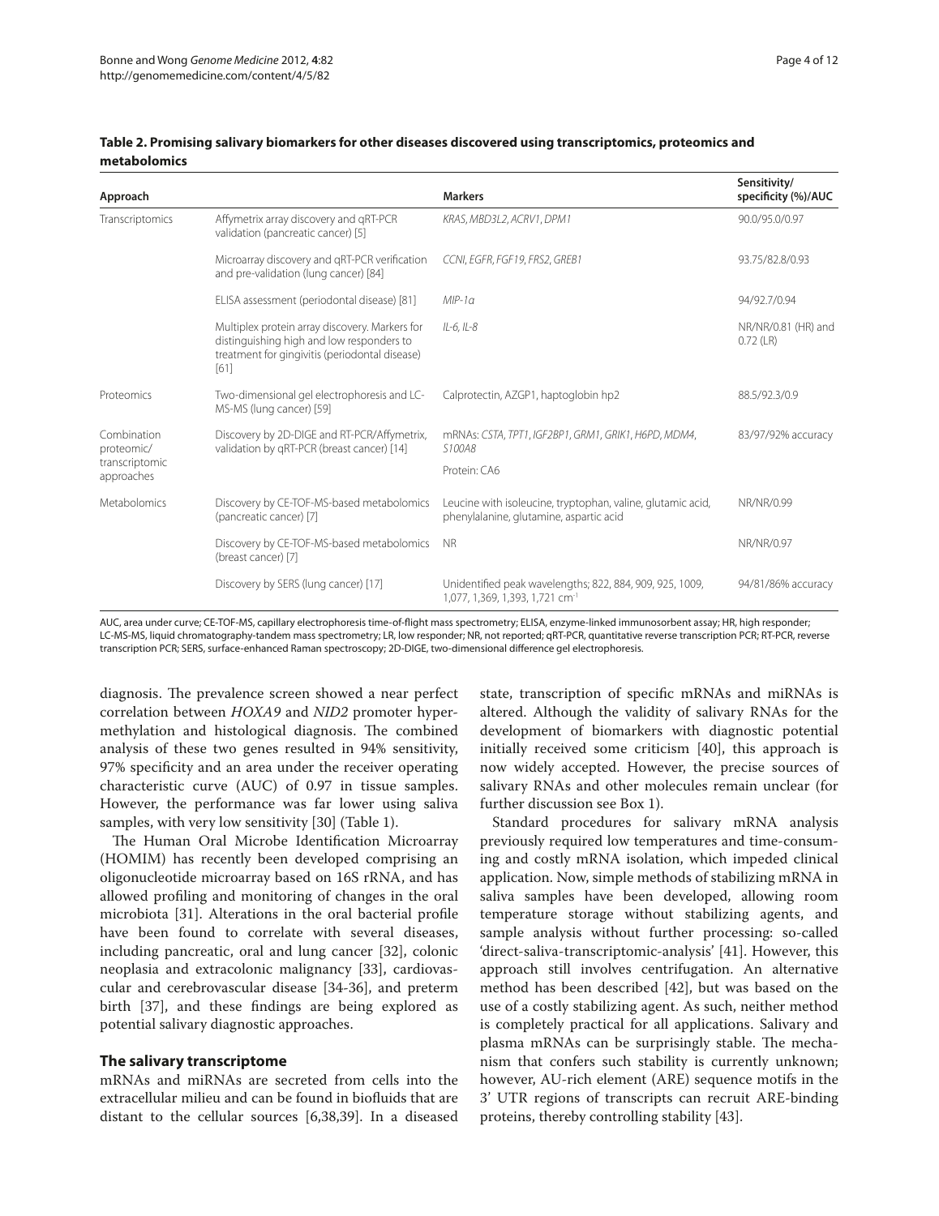**Table 2. Promising salivary biomarkers for other diseases discovered using transcriptomics, proteomics and metabolomics**

| Approach | | Markers | Sensitivity/ specificity (%)/AUC |
|---|---|---|---|
| Transcriptomics | Affymetrix array discovery and qRT-PCR validation (pancreatic cancer) [5] | *KRAS*, *MBD3L2*, *ACRV1*, *DPM1* | 90.0/95.0/0.97 |
| | Microarray discovery and qRT-PCR verification and pre-validation (lung cancer) [84] | *CCNI*, *EGFR*, *FGF19*, *FRS2*, *GREB1* | 93.75/82.8/0.93 |
| | ELISA assessment (periodontal disease) [81] | *MIP-1α* | 94/92.7/0.94 |
| | Multiplex protein array discovery. Markers for distinguishing high and low responders to treatment for gingivitis (periodontal disease) [61] | *IL-6*, *IL-8* | NR/NR/0.81 (HR) and 0.72 (LR) |
| Proteomics | Two-dimensional gel electrophoresis and LC-MS-MS (lung cancer) [59] | Calprotectin, AZGP1, haptoglobin hp2 | 88.5/92.3/0.9 |
| Combination proteomic/ transcriptomic approaches | Discovery by 2D-DIGE and RT-PCR/Affymetrix, validation by qRT-PCR (breast cancer) [14] | mRNAs: *CSTA*, *TPT1*, *IGF2BP1*, *GRM1*, *GRIK1*, *H6PD*, *MDM4*, *S100A8*<br>Protein: CA6 | 83/97/92% accuracy |
| Metabolomics | Discovery by CE-TOF-MS-based metabolomics (pancreatic cancer) [7] | Leucine with isoleucine, tryptophan, valine, glutamic acid, phenylalanine, glutamine, aspartic acid | NR/NR/0.99 |
| | Discovery by CE-TOF-MS-based metabolomics (breast cancer) [7] | NR | NR/NR/0.97 |
| | Discovery by SERS (lung cancer) [17] | Unidentified peak wavelengths; 822, 884, 909, 925, 1009, 1,077, 1,369, 1,393, 1,721 $cm^{-1}$ | 94/81/86% accuracy |

AUC, area under curve; CE-TOF-MS, capillary electrophoresis time-of-flight mass spectrometry; ELISA, enzyme-linked immunosorbent assay; HR, high responder; LC-MS-MS, liquid chromatography-tandem mass spectrometry; LR, low responder; NR, not reported; qRT-PCR, quantitative reverse transcription PCR; RT-PCR, reverse transcription PCR; SERS, surface-enhanced Raman spectroscopy; 2D-DIGE, two-dimensional difference gel electrophoresis.

diagnosis. The prevalence screen showed a near perfect correlation between *HOXA9* and *NID2* promoter hypermethylation and histological diagnosis. The combined analysis of these two genes resulted in 94% sensitivity, 97% specificity and an area under the receiver operating characteristic curve (AUC) of 0.97 in tissue samples. However, the performance was far lower using saliva samples, with very low sensitivity [30] (Table 1).

The Human Oral Microbe Identification Microarray (HOMIM) has recently been developed comprising an oligonucleotide microarray based on 16S rRNA, and has allowed profiling and monitoring of changes in the oral microbiota [31]. Alterations in the oral bacterial profile have been found to correlate with several diseases, including pancreatic, oral and lung cancer [32], colonic neoplasia and extracolonic malignancy [33], cardiovascular and cerebrovascular disease [34-36], and preterm birth [37], and these findings are being explored as potential salivary diagnostic approaches.

## The salivary transcriptome

mRNAs and miRNAs are secreted from cells into the extracellular milieu and can be found in biofluids that are distant to the cellular sources [6,38,39]. In a diseased state, transcription of specific mRNAs and miRNAs is altered. Although the validity of salivary RNAs for the development of biomarkers with diagnostic potential initially received some criticism [40], this approach is now widely accepted. However, the precise sources of salivary RNAs and other molecules remain unclear (for further discussion see Box 1).

Standard procedures for salivary mRNA analysis previously required low temperatures and time-consuming and costly mRNA isolation, which impeded clinical application. Now, simple methods of stabilizing mRNA in saliva samples have been developed, allowing room temperature storage without stabilizing agents, and sample analysis without further processing: so-called 'direct-saliva-transcriptomic-analysis' [41]. However, this approach still involves centrifugation. An alternative method has been described [42], but was based on the use of a costly stabilizing agent. As such, neither method is completely practical for all applications. Salivary and plasma mRNAs can be surprisingly stable. The mechanism that confers such stability is currently unknown; however, AU-rich element (ARE) sequence motifs in the 3' UTR regions of transcripts can recruit ARE-binding proteins, thereby controlling stability [43].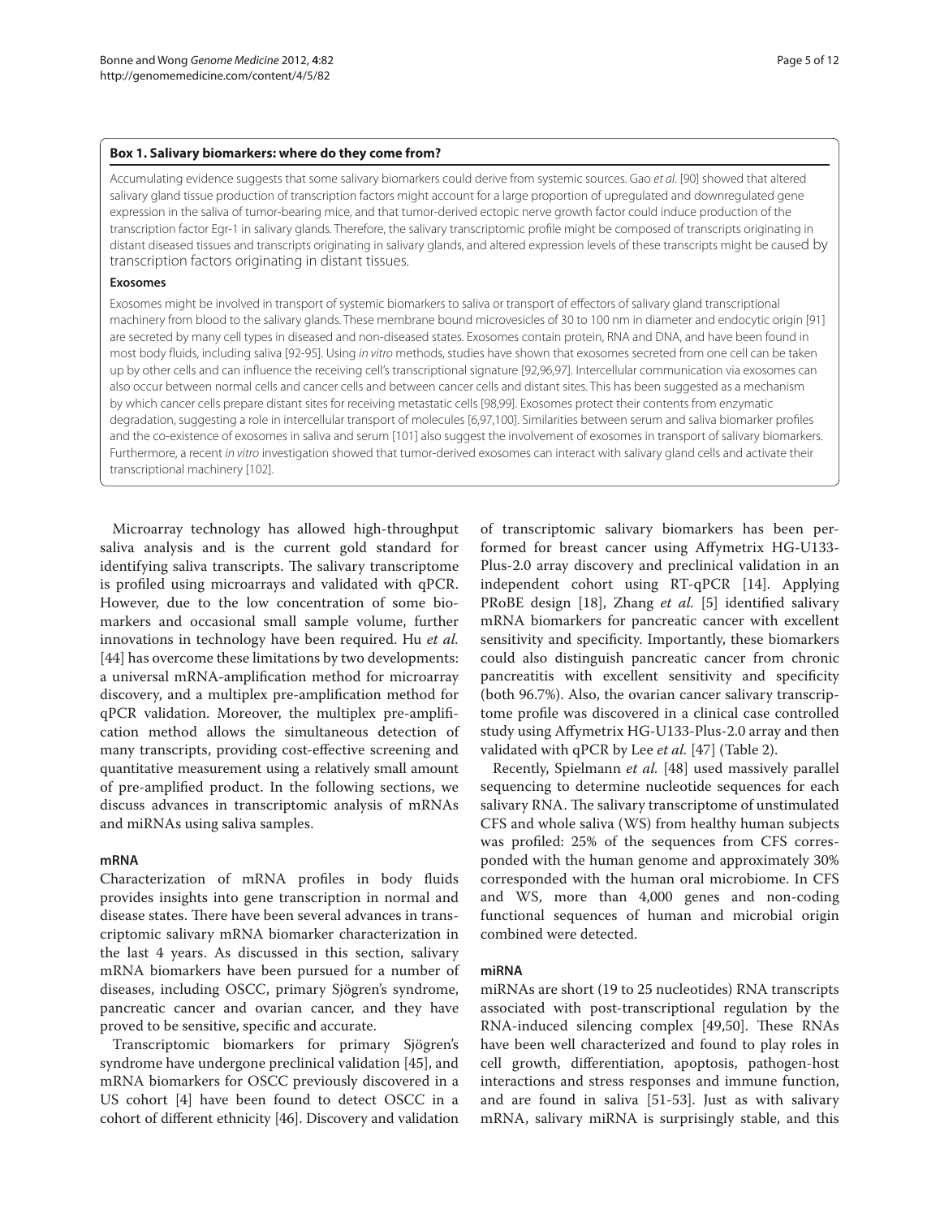**Box 1. Salivary biomarkers: where do they come from?**

Accumulating evidence suggests that some salivary biomarkers could derive from systemic sources. Gao *et al*. [90] showed that altered salivary gland tissue production of transcription factors might account for a large proportion of upregulated and downregulated gene expression in the saliva of tumor-bearing mice, and that tumor-derived ectopic nerve growth factor could induce production of the transcription factor Egr-1 in salivary glands. Therefore, the salivary transcriptomic profile might be composed of transcripts originating in distant diseased tissues and transcripts originating in salivary glands, and altered expression levels of these transcripts might be caused by transcription factors originating in distant tissues.

**Exosomes**

Exosomes might be involved in transport of systemic biomarkers to saliva or transport of effectors of salivary gland transcriptional machinery from blood to the salivary glands. These membrane bound microvesicles of 30 to 100 nm in diameter and endocytic origin [91] are secreted by many cell types in diseased and non-diseased states. Exosomes contain protein, RNA and DNA, and have been found in most body fluids, including saliva [92-95]. Using *in vitro* methods, studies have shown that exosomes secreted from one cell can be taken up by other cells and can influence the receiving cell's transcriptional signature [92,96,97]. Intercellular communication via exosomes can also occur between normal cells and cancer cells and between cancer cells and distant sites. This has been suggested as a mechanism by which cancer cells prepare distant sites for receiving metastatic cells [98,99]. Exosomes protect their contents from enzymatic degradation, suggesting a role in intercellular transport of molecules [6,97,100]. Similarities between serum and saliva biomarker profiles and the co-existence of exosomes in saliva and serum [101] also suggest the involvement of exosomes in transport of salivary biomarkers. Furthermore, a recent *in vitro* investigation showed that tumor-derived exosomes can interact with salivary gland cells and activate their transcriptional machinery [102].

Microarray technology has allowed high-throughput saliva analysis and is the current gold standard for identifying saliva transcripts. The salivary transcriptome is profiled using microarrays and validated with qPCR. However, due to the low concentration of some biomarkers and occasional small sample volume, further innovations in technology have been required. Hu *et al.* [44] has overcome these limitations by two developments: a universal mRNA-amplification method for microarray discovery, and a multiplex pre-amplification method for qPCR validation. Moreover, the multiplex pre-amplification method allows the simultaneous detection of many transcripts, providing cost-effective screening and quantitative measurement using a relatively small amount of pre-amplified product. In the following sections, we discuss advances in transcriptomic analysis of mRNAs and miRNAs using saliva samples.

#### mRNA

Characterization of mRNA profiles in body fluids provides insights into gene transcription in normal and disease states. There have been several advances in transcriptomic salivary mRNA biomarker characterization in the last 4 years. As discussed in this section, salivary mRNA biomarkers have been pursued for a number of diseases, including OSCC, primary Sjögren's syndrome, pancreatic cancer and ovarian cancer, and they have proved to be sensitive, specific and accurate.

Transcriptomic biomarkers for primary Sjögren's syndrome have undergone preclinical validation [45], and mRNA biomarkers for OSCC previously discovered in a US cohort [4] have been found to detect OSCC in a cohort of different ethnicity [46]. Discovery and validation of transcriptomic salivary biomarkers has been performed for breast cancer using Affymetrix HG-U133-Plus-2.0 array discovery and preclinical validation in an independent cohort using RT-qPCR [14]. Applying PRoBE design [18], Zhang *et al.* [5] identified salivary mRNA biomarkers for pancreatic cancer with excellent sensitivity and specificity. Importantly, these biomarkers could also distinguish pancreatic cancer from chronic pancreatitis with excellent sensitivity and specificity (both 96.7%). Also, the ovarian cancer salivary transcriptome profile was discovered in a clinical case controlled study using Affymetrix HG-U133-Plus-2.0 array and then validated with qPCR by Lee *et al.* [47] (Table 2).

Recently, Spielmann *et al.* [48] used massively parallel sequencing to determine nucleotide sequences for each salivary RNA. The salivary transcriptome of unstimulated CFS and whole saliva (WS) from healthy human subjects was profiled: 25% of the sequences from CFS corresponded with the human genome and approximately 30% corresponded with the human oral microbiome. In CFS and WS, more than 4,000 genes and non-coding functional sequences of human and microbial origin combined were detected.

#### miRNA

miRNAs are short (19 to 25 nucleotides) RNA transcripts associated with post-transcriptional regulation by the RNA-induced silencing complex [49,50]. These RNAs have been well characterized and found to play roles in cell growth, differentiation, apoptosis, pathogen-host interactions and stress responses and immune function, and are found in saliva [51-53]. Just as with salivary mRNA, salivary miRNA is surprisingly stable, and this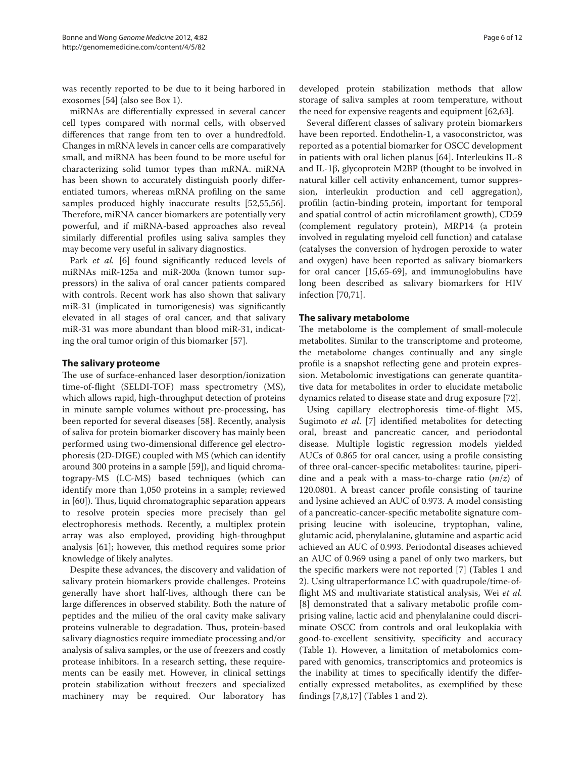was recently reported to be due to it being harbored in exosomes [54] (also see Box 1).

miRNAs are differentially expressed in several cancer cell types compared with normal cells, with observed differences that range from ten to over a hundredfold. Changes in mRNA levels in cancer cells are comparatively small, and miRNA has been found to be more useful for characterizing solid tumor types than mRNA. miRNA has been shown to accurately distinguish poorly differentiated tumors, whereas mRNA profiling on the same samples produced highly inaccurate results [52,55,56]. Therefore, miRNA cancer biomarkers are potentially very powerful, and if miRNA-based approaches also reveal similarly differential profiles using saliva samples they may become very useful in salivary diagnostics.

Park *et al.* [6] found significantly reduced levels of miRNAs miR-125a and miR-200a (known tumor suppressors) in the saliva of oral cancer patients compared with controls. Recent work has also shown that salivary miR-31 (implicated in tumorigenesis) was significantly elevated in all stages of oral cancer, and that salivary miR-31 was more abundant than blood miR-31, indicating the oral tumor origin of this biomarker [57].

## The salivary proteome

The use of surface-enhanced laser desorption/ionization time-of-flight (SELDI-TOF) mass spectrometry (MS), which allows rapid, high-throughput detection of proteins in minute sample volumes without pre-processing, has been reported for several diseases [58]. Recently, analysis of saliva for protein biomarker discovery has mainly been performed using two-dimensional difference gel electrophoresis (2D-DIGE) coupled with MS (which can identify around 300 proteins in a sample [59]), and liquid chromatography-MS (LC-MS) based techniques (which can identify more than 1,050 proteins in a sample; reviewed in [60]). Thus, liquid chromatographic separation appears to resolve protein species more precisely than gel electrophoresis methods. Recently, a multiplex protein array was also employed, providing high-throughput analysis [61]; however, this method requires some prior knowledge of likely analytes.

Despite these advances, the discovery and validation of salivary protein biomarkers provide challenges. Proteins generally have short half-lives, although there can be large differences in observed stability. Both the nature of peptides and the milieu of the oral cavity make salivary proteins vulnerable to degradation. Thus, protein-based salivary diagnostics require immediate processing and/or analysis of saliva samples, or the use of freezers and costly protease inhibitors. In a research setting, these requirements can be easily met. However, in clinical settings protein stabilization without freezers and specialized machinery may be required. Our laboratory has developed protein stabilization methods that allow storage of saliva samples at room temperature, without the need for expensive reagents and equipment [62,63].

Several different classes of salivary protein biomarkers have been reported. Endothelin-1, a vasoconstrictor, was reported as a potential biomarker for OSCC development in patients with oral lichen planus [64]. Interleukins IL-8 and IL-1β, glycoprotein M2BP (thought to be involved in natural killer cell activity enhancement, tumor suppression, interleukin production and cell aggregation), profilin (actin-binding protein, important for temporal and spatial control of actin microfilament growth), CD59 (complement regulatory protein), MRP14 (a protein involved in regulating myeloid cell function) and catalase (catalyses the conversion of hydrogen peroxide to water and oxygen) have been reported as salivary biomarkers for oral cancer [15,65-69], and immunoglobulins have long been described as salivary biomarkers for HIV infection [70,71].

## The salivary metabolome

The metabolome is the complement of small-molecule metabolites. Similar to the transcriptome and proteome, the metabolome changes continually and any single profile is a snapshot reflecting gene and protein expression. Metabolomic investigations can generate quantitative data for metabolites in order to elucidate metabolic dynamics related to disease state and drug exposure [72].

Using capillary electrophoresis time-of-flight MS, Sugimoto *et al.* [7] identified metabolites for detecting oral, breast and pancreatic cancer, and periodontal disease. Multiple logistic regression models yielded AUCs of 0.865 for oral cancer, using a profile consisting of three oral-cancer-specific metabolites: taurine, piperidine and a peak with a mass-to-charge ratio (*m*/*z*) of 120.0801. A breast cancer profile consisting of taurine and lysine achieved an AUC of 0.973. A model consisting of a pancreatic-cancer-specific metabolite signature comprising leucine with isoleucine, tryptophan, valine, glutamic acid, phenylalanine, glutamine and aspartic acid achieved an AUC of 0.993. Periodontal diseases achieved an AUC of 0.969 using a panel of only two markers, but the specific markers were not reported [7] (Tables 1 and 2). Using ultraperformance LC with quadrupole/time-of-flight MS and multivariate statistical analysis, Wei *et al.* [8] demonstrated that a salivary metabolic profile comprising valine, lactic acid and phenylalanine could discriminate OSCC from controls and oral leukoplakia with good-to-excellent sensitivity, specificity and accuracy (Table 1). However, a limitation of metabolomics compared with genomics, transcriptomics and proteomics is the inability at times to specifically identify the differentially expressed metabolites, as exemplified by these findings [7,8,17] (Tables 1 and 2).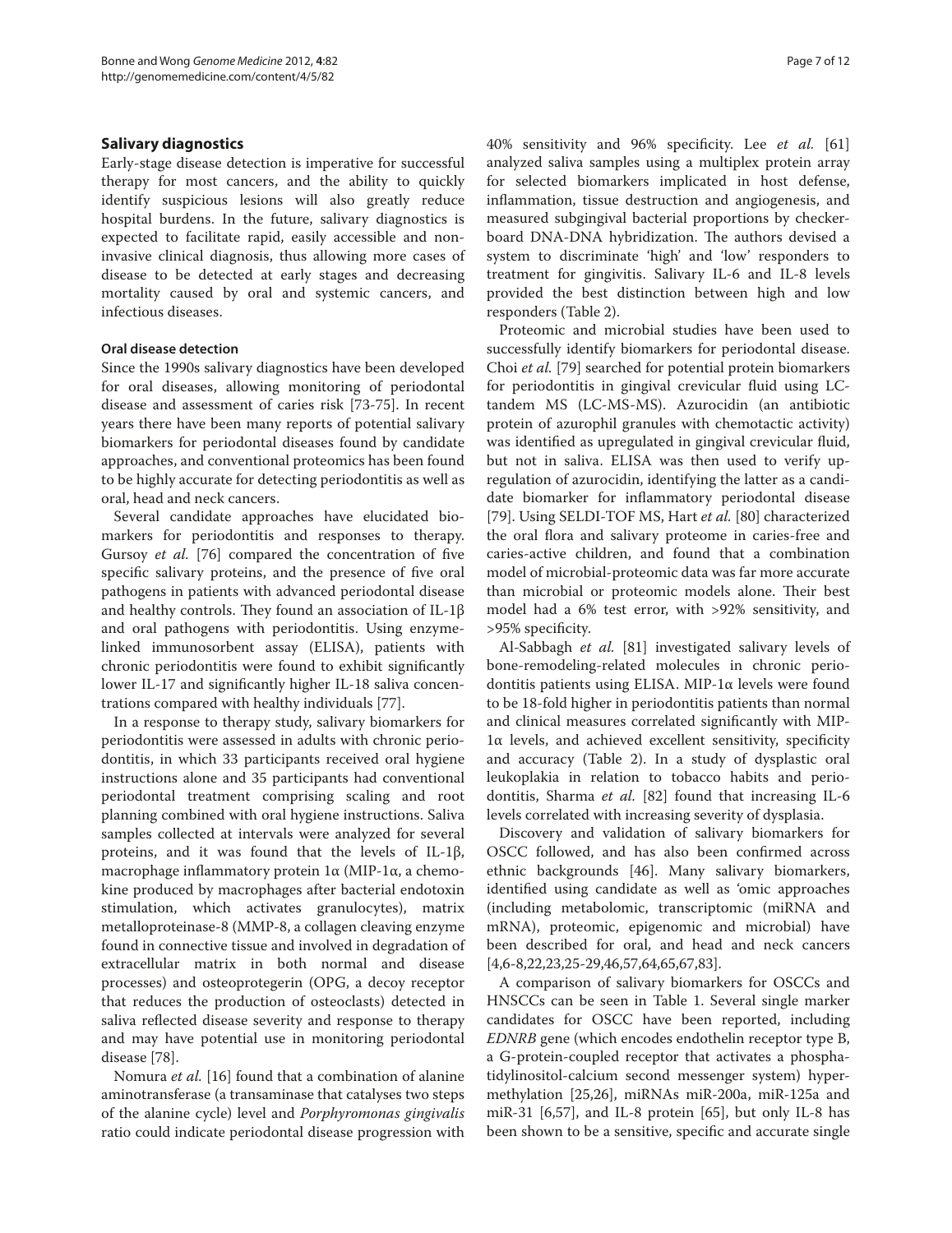## Salivary diagnostics

Early-stage disease detection is imperative for successful therapy for most cancers, and the ability to quickly identify suspicious lesions will also greatly reduce hospital burdens. In the future, salivary diagnostics is expected to facilitate rapid, easily accessible and non-invasive clinical diagnosis, thus allowing more cases of disease to be detected at early stages and decreasing mortality caused by oral and systemic cancers, and infectious diseases.

### Oral disease detection

Since the 1990s salivary diagnostics have been developed for oral diseases, allowing monitoring of periodontal disease and assessment of caries risk [73-75]. In recent years there have been many reports of potential salivary biomarkers for periodontal diseases found by candidate approaches, and conventional proteomics has been found to be highly accurate for detecting periodontitis as well as oral, head and neck cancers.

Several candidate approaches have elucidated biomarkers for periodontitis and responses to therapy. Gursoy *et al.* [76] compared the concentration of five specific salivary proteins, and the presence of five oral pathogens in patients with advanced periodontal disease and healthy controls. They found an association of IL-1β and oral pathogens with periodontitis. Using enzyme-linked immunosorbent assay (ELISA), patients with chronic periodontitis were found to exhibit significantly lower IL-17 and significantly higher IL-18 saliva concentrations compared with healthy individuals [77].

In a response to therapy study, salivary biomarkers for periodontitis were assessed in adults with chronic periodontitis, in which 33 participants received oral hygiene instructions alone and 35 participants had conventional periodontal treatment comprising scaling and root planning combined with oral hygiene instructions. Saliva samples collected at intervals were analyzed for several proteins, and it was found that the levels of IL-1β, macrophage inflammatory protein 1α (MIP-1α, a chemokine produced by macrophages after bacterial endotoxin stimulation, which activates granulocytes), matrix metalloproteinase-8 (MMP-8, a collagen cleaving enzyme found in connective tissue and involved in degradation of extracellular matrix in both normal and disease processes) and osteoprotegerin (OPG, a decoy receptor that reduces the production of osteoclasts) detected in saliva reflected disease severity and response to therapy and may have potential use in monitoring periodontal disease [78].

Nomura *et al.* [16] found that a combination of alanine aminotransferase (a transaminase that catalyses two steps of the alanine cycle) level and *Porphyromonas gingivalis* ratio could indicate periodontal disease progression with 40% sensitivity and 96% specificity. Lee *et al.* [61] analyzed saliva samples using a multiplex protein array for selected biomarkers implicated in host defense, inflammation, tissue destruction and angiogenesis, and measured subgingival bacterial proportions by checkerboard DNA-DNA hybridization. The authors devised a system to discriminate 'high' and 'low' responders to treatment for gingivitis. Salivary IL-6 and IL-8 levels provided the best distinction between high and low responders (Table 2).

Proteomic and microbial studies have been used to successfully identify biomarkers for periodontal disease. Choi *et al.* [79] searched for potential protein biomarkers for periodontitis in gingival crevicular fluid using LC-tandem MS (LC-MS-MS). Azurocidin (an antibiotic protein of azurophil granules with chemotactic activity) was identified as upregulated in gingival crevicular fluid, but not in saliva. ELISA was then used to verify upregulation of azurocidin, identifying the latter as a candidate biomarker for inflammatory periodontal disease [79]. Using SELDI-TOF MS, Hart *et al.* [80] characterized the oral flora and salivary proteome in caries-free and caries-active children, and found that a combination model of microbial-proteomic data was far more accurate than microbial or proteomic models alone. Their best model had a 6% test error, with >92% sensitivity, and >95% specificity.

Al-Sabbagh *et al.* [81] investigated salivary levels of bone-remodeling-related molecules in chronic periodontitis patients using ELISA. MIP-1α levels were found to be 18-fold higher in periodontitis patients than normal and clinical measures correlated significantly with MIP-1α levels, and achieved excellent sensitivity, specificity and accuracy (Table 2). In a study of dysplastic oral leukoplakia in relation to tobacco habits and periodontitis, Sharma *et al.* [82] found that increasing IL-6 levels correlated with increasing severity of dysplasia.

Discovery and validation of salivary biomarkers for OSCC followed, and has also been confirmed across ethnic backgrounds [46]. Many salivary biomarkers, identified using candidate as well as 'omic approaches (including metabolomic, transcriptomic (miRNA and mRNA), proteomic, epigenomic and microbial) have been described for oral, and head and neck cancers [4,6-8,22,23,25-29,46,57,64,65,67,83].

A comparison of salivary biomarkers for OSCCs and HNSCCs can be seen in Table 1. Several single marker candidates for OSCC have been reported, including *EDNRB* gene (which encodes endothelin receptor type B, a G-protein-coupled receptor that activates a phosphatidylinositol-calcium second messenger system) hypermethylation [25,26], miRNAs miR-200a, miR-125a and miR-31 [6,57], and IL-8 protein [65], but only IL-8 has been shown to be a sensitive, specific and accurate single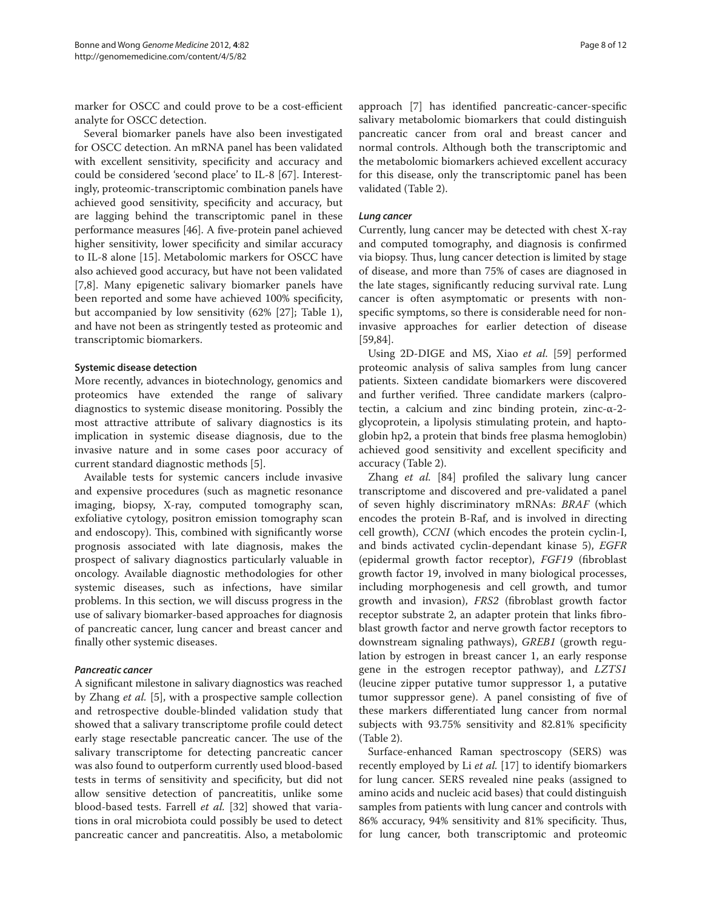marker for OSCC and could prove to be a cost-efficient analyte for OSCC detection.

Several biomarker panels have also been investigated for OSCC detection. An mRNA panel has been validated with excellent sensitivity, specificity and accuracy and could be considered 'second place' to IL-8 [67]. Interestingly, proteomic-transcriptomic combination panels have achieved good sensitivity, specificity and accuracy, but are lagging behind the transcriptomic panel in these performance measures [46]. A five-protein panel achieved higher sensitivity, lower specificity and similar accuracy to IL-8 alone [15]. Metabolomic markers for OSCC have also achieved good accuracy, but have not been validated [7,8]. Many epigenetic salivary biomarker panels have been reported and some have achieved 100% specificity, but accompanied by low sensitivity (62% [27]; Table 1), and have not been as stringently tested as proteomic and transcriptomic biomarkers.

### Systemic disease detection

More recently, advances in biotechnology, genomics and proteomics have extended the range of salivary diagnostics to systemic disease monitoring. Possibly the most attractive attribute of salivary diagnostics is its implication in systemic disease diagnosis, due to the invasive nature and in some cases poor accuracy of current standard diagnostic methods [5].

Available tests for systemic cancers include invasive and expensive procedures (such as magnetic resonance imaging, biopsy, X-ray, computed tomography scan, exfoliative cytology, positron emission tomography scan and endoscopy). This, combined with significantly worse prognosis associated with late diagnosis, makes the prospect of salivary diagnostics particularly valuable in oncology. Available diagnostic methodologies for other systemic diseases, such as infections, have similar problems. In this section, we will discuss progress in the use of salivary biomarker-based approaches for diagnosis of pancreatic cancer, lung cancer and breast cancer and finally other systemic diseases.

#### *Pancreatic cancer*

A significant milestone in salivary diagnostics was reached by Zhang *et al.* [5], with a prospective sample collection and retrospective double-blinded validation study that showed that a salivary transcriptome profile could detect early stage resectable pancreatic cancer. The use of the salivary transcriptome for detecting pancreatic cancer was also found to outperform currently used blood-based tests in terms of sensitivity and specificity, but did not allow sensitive detection of pancreatitis, unlike some blood-based tests. Farrell *et al.* [32] showed that variations in oral microbiota could possibly be used to detect pancreatic cancer and pancreatitis. Also, a metabolomic approach [7] has identified pancreatic-cancer-specific salivary metabolomic biomarkers that could distinguish pancreatic cancer from oral and breast cancer and normal controls. Although both the transcriptomic and the metabolomic biomarkers achieved excellent accuracy for this disease, only the transcriptomic panel has been validated (Table 2).

#### *Lung cancer*

Currently, lung cancer may be detected with chest X-ray and computed tomography, and diagnosis is confirmed via biopsy. Thus, lung cancer detection is limited by stage of disease, and more than 75% of cases are diagnosed in the late stages, significantly reducing survival rate. Lung cancer is often asymptomatic or presents with non-specific symptoms, so there is considerable need for non-invasive approaches for earlier detection of disease [59,84].

Using 2D-DIGE and MS, Xiao *et al.* [59] performed proteomic analysis of saliva samples from lung cancer patients. Sixteen candidate biomarkers were discovered and further verified. Three candidate markers (calprotectin, a calcium and zinc binding protein, zinc-α-2-glycoprotein, a lipolysis stimulating protein, and haptoglobin hp2, a protein that binds free plasma hemoglobin) achieved good sensitivity and excellent specificity and accuracy (Table 2).

Zhang *et al.* [84] profiled the salivary lung cancer transcriptome and discovered and pre-validated a panel of seven highly discriminatory mRNAs: *BRAF* (which encodes the protein B-Raf, and is involved in directing cell growth), *CCNI* (which encodes the protein cyclin-I, and binds activated cyclin-dependant kinase 5), *EGFR* (epidermal growth factor receptor), *FGF19* (fibroblast growth factor 19, involved in many biological processes, including morphogenesis and cell growth, and tumor growth and invasion), *FRS2* (fibroblast growth factor receptor substrate 2, an adapter protein that links fibroblast growth factor and nerve growth factor receptors to downstream signaling pathways), *GREB1* (growth regulation by estrogen in breast cancer 1, an early response gene in the estrogen receptor pathway), and *LZTS1* (leucine zipper putative tumor suppressor 1, a putative tumor suppressor gene). A panel consisting of five of these markers differentiated lung cancer from normal subjects with 93.75% sensitivity and 82.81% specificity (Table 2).

Surface-enhanced Raman spectroscopy (SERS) was recently employed by Li *et al.* [17] to identify biomarkers for lung cancer. SERS revealed nine peaks (assigned to amino acids and nucleic acid bases) that could distinguish samples from patients with lung cancer and controls with 86% accuracy, 94% sensitivity and 81% specificity. Thus, for lung cancer, both transcriptomic and proteomic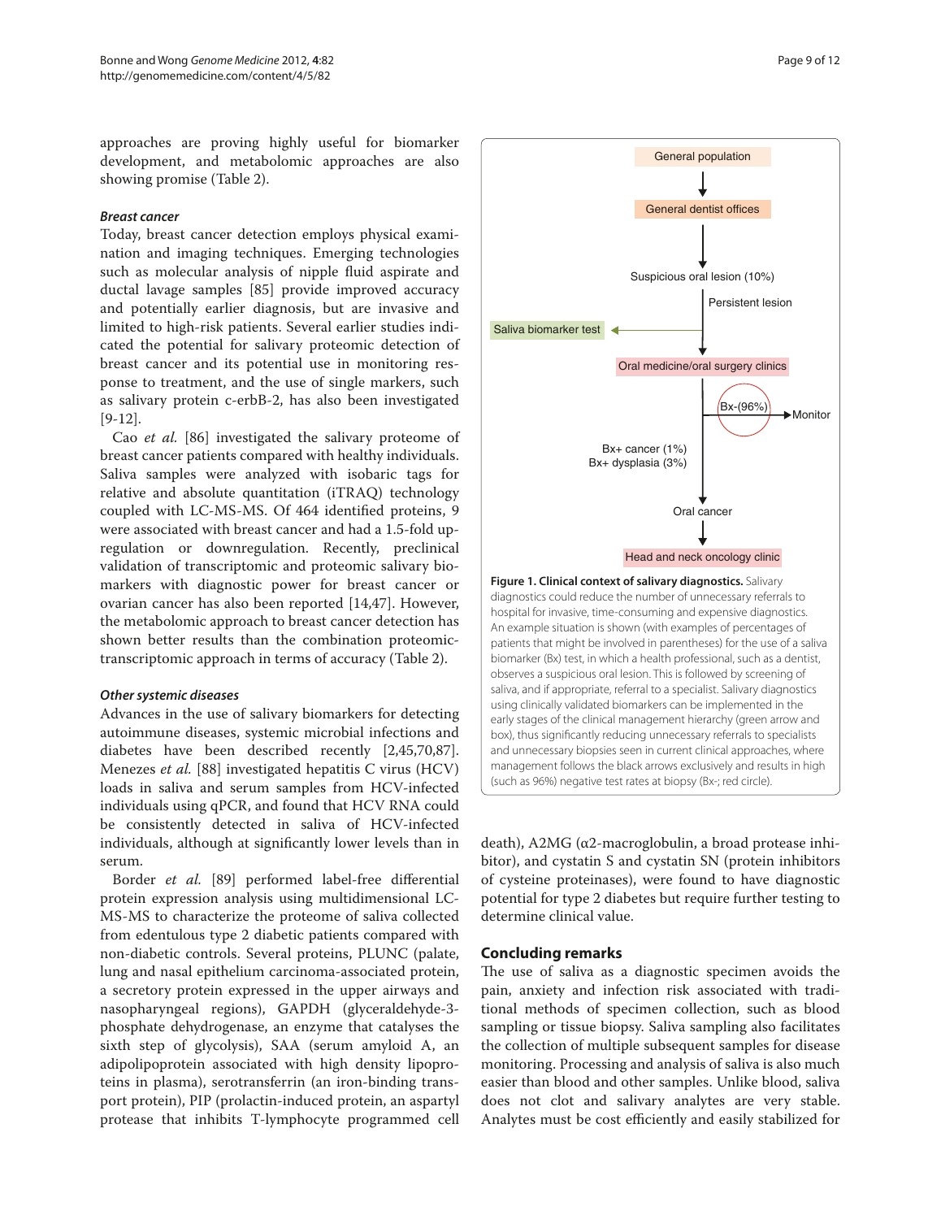approaches are proving highly useful for biomarker development, and metabolomic approaches are also showing promise (Table 2).

### Breast cancer

Today, breast cancer detection employs physical examination and imaging techniques. Emerging technologies such as molecular analysis of nipple fluid aspirate and ductal lavage samples [85] provide improved accuracy and potentially earlier diagnosis, but are invasive and limited to high-risk patients. Several earlier studies indicated the potential for salivary proteomic detection of breast cancer and its potential use in monitoring response to treatment, and the use of single markers, such as salivary protein c-erbB-2, has also been investigated [9-12].

Cao *et al.* [86] investigated the salivary proteome of breast cancer patients compared with healthy individuals. Saliva samples were analyzed with isobaric tags for relative and absolute quantitation (iTRAQ) technology coupled with LC-MS-MS. Of 464 identified proteins, 9 were associated with breast cancer and had a 1.5-fold upregulation or downregulation. Recently, preclinical validation of transcriptomic and proteomic salivary biomarkers with diagnostic power for breast cancer or ovarian cancer has also been reported [14,47]. However, the metabolomic approach to breast cancer detection has shown better results than the combination proteomic-transcriptomic approach in terms of accuracy (Table 2).

### Other systemic diseases

Advances in the use of salivary biomarkers for detecting autoimmune diseases, systemic microbial infections and diabetes have been described recently [2,45,70,87]. Menezes *et al.* [88] investigated hepatitis C virus (HCV) loads in saliva and serum samples from HCV-infected individuals using qPCR, and found that HCV RNA could be consistently detected in saliva of HCV-infected individuals, although at significantly lower levels than in serum.

Border *et al.* [89] performed label-free differential protein expression analysis using multidimensional LC-MS-MS to characterize the proteome of saliva collected from edentulous type 2 diabetic patients compared with non-diabetic controls. Several proteins, PLUNC (palate, lung and nasal epithelium carcinoma-associated protein, a secretory protein expressed in the upper airways and nasopharyngeal regions), GAPDH (glyceraldehyde-3-phosphate dehydrogenase, an enzyme that catalyses the sixth step of glycolysis), SAA (serum amyloid A, an adipolipoprotein associated with high density lipoproteins in plasma), serotransferrin (an iron-binding transport protein), PIP (prolactin-induced protein, an aspartyl protease that inhibits T-lymphocyte programmed cell death), A2MG (α2-macroglobulin, a broad protease inhibitor), and cystatin S and cystatin SN (protein inhibitors of cysteine proteinases), were found to have diagnostic potential for type 2 diabetes but require further testing to determine clinical value.

General population → General dentist offices → Suspicious oral lesion (10%) → Persistent lesion → Oral medicine/oral surgery clinics (Saliva biomarker test) → Bx-(96%) → Monitor; Bx+ cancer (1%), Bx+ dysplasia (3%) → Oral cancer → Head and neck oncology clinic

**Figure 1. Clinical context of salivary diagnostics.** Salivary diagnostics could reduce the number of unnecessary referrals to hospital for invasive, time-consuming and expensive diagnostics. An example situation is shown (with examples of percentages of patients that might be involved in parentheses) for the use of a saliva biomarker (Bx) test, in which a health professional, such as a dentist, observes a suspicious oral lesion. This is followed by screening of saliva, and if appropriate, referral to a specialist. Salivary diagnostics using clinically validated biomarkers can be implemented in the early stages of the clinical management hierarchy (green arrow and box), thus significantly reducing unnecessary referrals to specialists and unnecessary biopsies seen in current clinical approaches, where management follows the black arrows exclusively and results in high (such as 96%) negative test rates at biopsy (Bx-; red circle).

## Concluding remarks

The use of saliva as a diagnostic specimen avoids the pain, anxiety and infection risk associated with traditional methods of specimen collection, such as blood sampling or tissue biopsy. Saliva sampling also facilitates the collection of multiple subsequent samples for disease monitoring. Processing and analysis of saliva is also much easier than blood and other samples. Unlike blood, saliva does not clot and salivary analytes are very stable. Analytes must be cost efficiently and easily stabilized for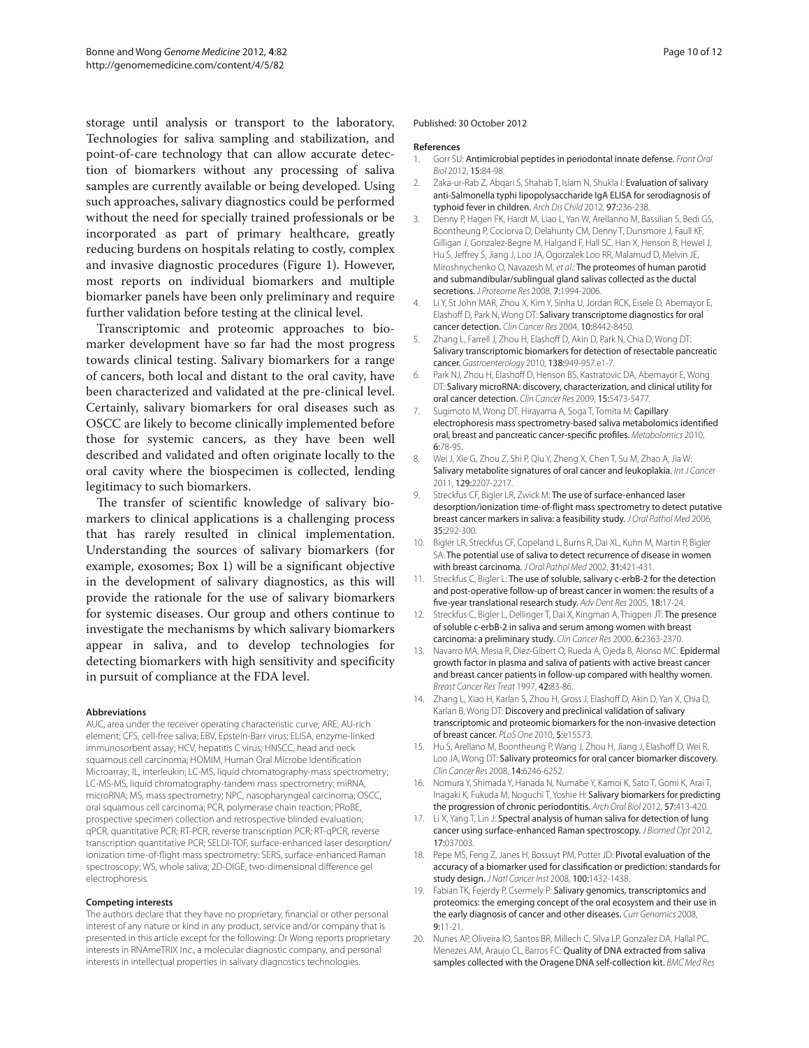storage until analysis or transport to the laboratory. Technologies for saliva sampling and stabilization, and point-of-care technology that can allow accurate detection of biomarkers without any processing of saliva samples are currently available or being developed. Using such approaches, salivary diagnostics could be performed without the need for specially trained professionals or be incorporated as part of primary healthcare, greatly reducing burdens on hospitals relating to costly, complex and invasive diagnostic procedures (Figure 1). However, most reports on individual biomarkers and multiple biomarker panels have been only preliminary and require further validation before testing at the clinical level.

Transcriptomic and proteomic approaches to biomarker development have so far had the most progress towards clinical testing. Salivary biomarkers for a range of cancers, both local and distant to the oral cavity, have been characterized and validated at the pre-clinical level. Certainly, salivary biomarkers for oral diseases such as OSCC are likely to become clinically implemented before those for systemic cancers, as they have been well described and validated and often originate locally to the oral cavity where the biospecimen is collected, lending legitimacy to such biomarkers.

The transfer of scientific knowledge of salivary biomarkers to clinical applications is a challenging process that has rarely resulted in clinical implementation. Understanding the sources of salivary biomarkers (for example, exosomes; Box 1) will be a significant objective in the development of salivary diagnostics, as this will provide the rationale for the use of salivary biomarkers for systemic diseases. Our group and others continue to investigate the mechanisms by which salivary biomarkers appear in saliva, and to develop technologies for detecting biomarkers with high sensitivity and specificity in pursuit of compliance at the FDA level.

#### Abbreviations

AUC, area under the receiver operating characteristic curve; ARE, AU-rich element; CFS, cell-free saliva; EBV, Epstein-Barr virus; ELISA, enzyme-linked immunosorbent assay; HCV, hepatitis C virus; HNSCC, head and neck squamous cell carcinoma; HOMIM, Human Oral Microbe Identification Microarray; IL, interleukin; LC-MS, liquid chromatography-mass spectrometry; LC-MS-MS, liquid chromatography-tandem mass spectrometry; miRNA, microRNA; MS, mass spectrometry; NPC, nasopharyngeal carcinoma; OSCC, oral squamous cell carcinoma; PCR, polymerase chain reaction; PRoBE, prospective specimen collection and retrospective blinded evaluation; qPCR, quantitative PCR; RT-PCR, reverse transcription PCR; RT-qPCR, reverse transcription quantitative PCR; SELDI-TOF, surface-enhanced laser desorption/ionization time-of-flight mass spectrometry; SERS, surface-enhanced Raman spectroscopy; WS, whole saliva; 2D-DIGE, two-dimensional difference gel electrophoresis.

#### Competing interests

The authors declare that they have no proprietary, financial or other personal interest of any nature or kind in any product, service and/or company that is presented in this article except for the following: Dr Wong reports proprietary interests in RNAmeTRIX Inc., a molecular diagnostic company, and personal interests in intellectual properties in salivary diagnostics technologies.

Published: 30 October 2012

#### References

1. Gorr SU: **Antimicrobial peptides in periodontal innate defense.** *Front Oral Biol* 2012, **15:**84-98.
2. Zaka-ur-Rab Z, Abqari S, Shahab T, Islam N, Shukla I: **Evaluation of salivary anti-Salmonella typhi lipopolysaccharide IgA ELISA for serodiagnosis of typhoid fever in children.** *Arch Dis Child* 2012, **97:**236-238.
3. Denny P, Hagen FK, Hardt M, Liao L, Yan W, Arellanno M, Bassilian S, Bedi GS, Boontheung P, Cociorva D, Delahunty CM, Denny T, Dunsmore J, Faull KF, Gilligan J, Gonzalez-Begne M, Halgand F, Hall SC, Han X, Henson B, Hewel J, Hu S, Jeffrey S, Jiang J, Loo JA, Ogorzalek Loo RR, Malamud D, Melvin JE, Miroshnychenko O, Navazesh M, *et al.*: **The proteomes of human parotid and submandibular/sublingual gland salivas collected as the ductal secretions.** *J Proteome Res* 2008, **7:**1994-2006.
4. Li Y, St John MAR, Zhou X, Kim Y, Sinha U, Jordan RCK, Eisele D, Abemayor E, Elashoff D, Park N, Wong DT: **Salivary transcriptome diagnostics for oral cancer detection.** *Clin Cancer Res* 2004, **10:**8442-8450.
5. Zhang L, Farrell J, Zhou H, Elashoff D, Akin D, Park N, Chia D, Wong DT: **Salivary transcriptomic biomarkers for detection of resectable pancreatic cancer.** *Gastroenterology* 2010, **138:**949-957.e1-7.
6. Park NJ, Zhou H, Elashoff D, Henson BS, Kastratovic DA, Abemayor E, Wong DT: **Salivary microRNA: discovery, characterization, and clinical utility for oral cancer detection.** *Clin Cancer Res* 2009, **15:**5473-5477.
7. Sugimoto M, Wong DT, Hirayama A, Soga T, Tomita M: **Capillary electrophoresis mass spectrometry-based saliva metabolomics identified oral, breast and pancreatic cancer-specific profiles.** *Metabolomics* 2010, **6:**78-95.
8. Wei J, Xie G, Zhou Z, Shi P, Qiu Y, Zheng X, Chen T, Su M, Zhao A, Jia W: **Salivary metabolite signatures of oral cancer and leukoplakia.** *Int J Cancer* 2011, **129:**2207-2217.
9. Streckfus CF, Bigler LR, Zwick M: **The use of surface-enhanced laser desorption/ionization time-of-flight mass spectrometry to detect putative breast cancer markers in saliva: a feasibility study.** *J Oral Pathol Med* 2006, **35:**292-300.
10. Bigler LR, Streckfus CF, Copeland L, Burns R, Dai XL, Kuhn M, Martin P, Bigler SA: **The potential use of saliva to detect recurrence of disease in women with breast carcinoma.** *J Oral Pathol Med* 2002, **31:**421-431.
11. Streckfus C, Bigler L: **The use of soluble, salivary c-erbB-2 for the detection and post-operative follow-up of breast cancer in women: the results of a five-year translational research study.** *Adv Dent Res* 2005, **18:**17-24.
12. Streckfus C, Bigler L, Dellinger T, Dai X, Kingman A, Thigpen JT: **The presence of soluble c-erbB-2 in saliva and serum among women with breast carcinoma: a preliminary study.** *Clin Cancer Res* 2000, **6:**2363-2370.
13. Navarro MA, Mesia R, Diez-Gibert O, Rueda A, Ojeda B, Alonso MC: **Epidermal growth factor in plasma and saliva of patients with active breast cancer and breast cancer patients in follow-up compared with healthy women.** *Breast Cancer Res Treat* 1997, **42:**83-86.
14. Zhang L, Xiao H, Karlan S, Zhou H, Gross J, Elashoff D, Akin D, Yan X, Chia D, Karlan B, Wong DT: **Discovery and preclinical validation of salivary transcriptomic and proteomic biomarkers for the non-invasive detection of breast cancer.** *PLoS One* 2010, **5:**e15573.
15. Hu S, Arellano M, Boontheung P, Wang J, Zhou H, Jiang J, Elashoff D, Wei R, Loo JA, Wong DT: **Salivary proteomics for oral cancer biomarker discovery.** *Clin Cancer Res* 2008, **14:**6246-6252.
16. Nomura Y, Shimada Y, Hanada N, Numabe Y, Kamoi K, Sato T, Gomi K, Arai T, Inagaki K, Fukuda M, Noguchi T, Yoshie H: **Salivary biomarkers for predicting the progression of chronic periodontitis.** *Arch Oral Biol* 2012, **57:**413-420.
17. Li X, Yang T, Lin J: **Spectral analysis of human saliva for detection of lung cancer using surface-enhanced Raman spectroscopy.** *J Biomed Opt* 2012, **17:**037003.
18. Pepe MS, Feng Z, Janes H, Bossuyt PM, Potter JD: **Pivotal evaluation of the accuracy of a biomarker used for classification or prediction: standards for study design.** *J Natl Cancer Inst* 2008, **100:**1432-1438.
19. Fabian TK, Fejerdy P, Csermely P: **Salivary genomics, transcriptomics and proteomics: the emerging concept of the oral ecosystem and their use in the early diagnosis of cancer and other diseases.** *Curr Genomics* 2008, **9:**11-21.
20. Nunes AP, Oliveira IO, Santos BR, Millech C, Silva LP, Gonzalez DA, Hallal PC, Menezes AM, Araujo CL, Barros FC: **Quality of DNA extracted from saliva samples collected with the Oragene DNA self-collection kit.** *BMC Med Res*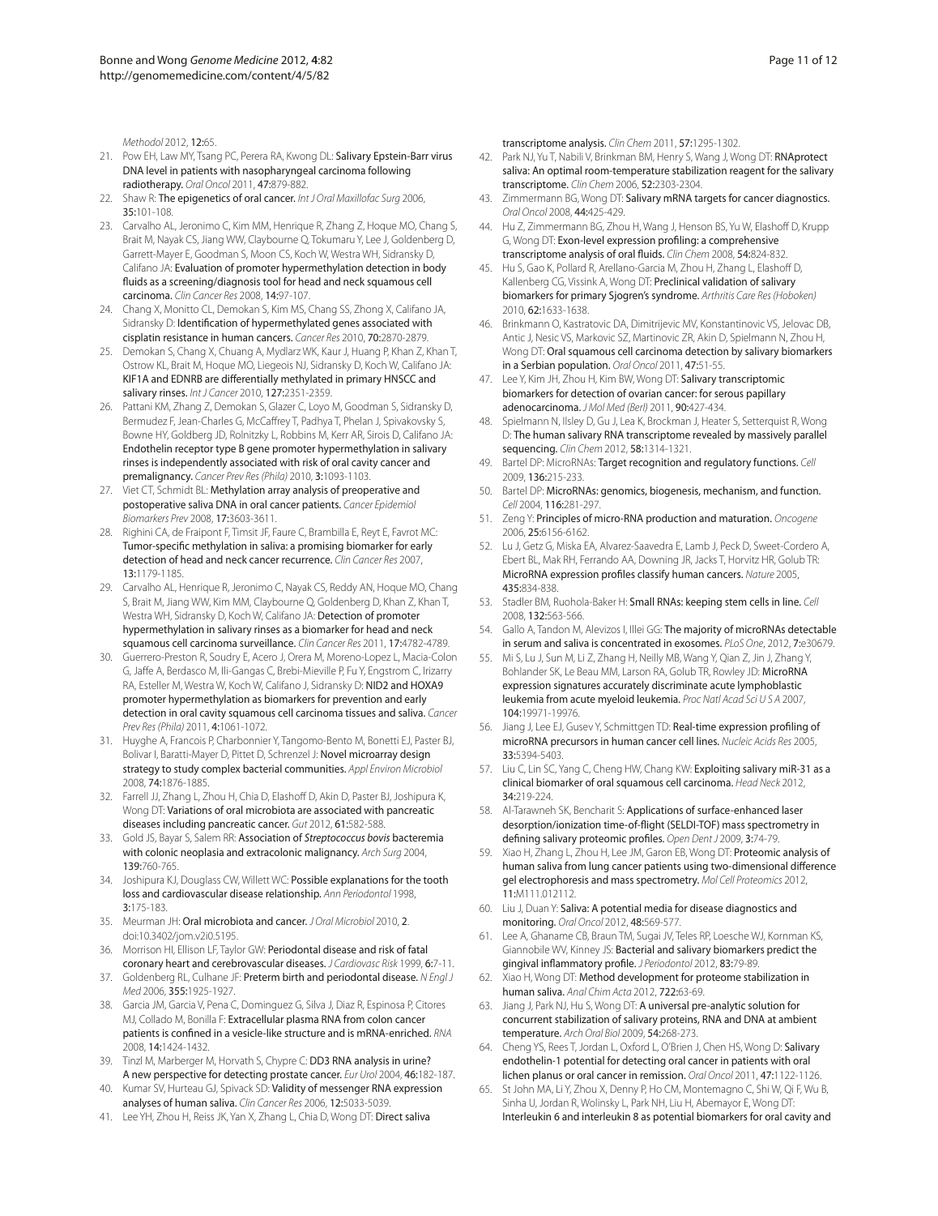Methodol 2012, 12:65.

21. Pow EH, Law MY, Tsang PC, Perera RA, Kwong DL: Salivary Epstein-Barr virus DNA level in patients with nasopharyngeal carcinoma following radiotherapy. *Oral Oncol* 2011, 47:879-882.
22. Shaw R: The epigenetics of oral cancer. *Int J Oral Maxillofac Surg* 2006, 35:101-108.
23. Carvalho AL, Jeronimo C, Kim MM, Henrique R, Zhang Z, Hoque MO, Chang S, Brait M, Nayak CS, Jiang WW, Claybourne Q, Tokumaru Y, Lee J, Goldenberg D, Garrett-Mayer E, Goodman S, Moon CS, Koch W, Westra WH, Sidransky D, Califano JA: Evaluation of promoter hypermethylation detection in body fluids as a screening/diagnosis tool for head and neck squamous cell carcinoma. *Clin Cancer Res* 2008, 14:97-107.
24. Chang X, Monitto CL, Demokan S, Kim MS, Chang SS, Zhong X, Califano JA, Sidransky D: Identification of hypermethylated genes associated with cisplatin resistance in human cancers. *Cancer Res* 2010, 70:2870-2879.
25. Demokan S, Chang X, Chuang A, Mydlarz WK, Kaur J, Huang P, Khan Z, Khan T, Ostrow KL, Brait M, Hoque MO, Liegeois NJ, Sidransky D, Koch W, Califano JA: KIF1A and EDNRB are differentially methylated in primary HNSCC and salivary rinses. *Int J Cancer* 2010, 127:2351-2359.
26. Pattani KM, Zhang Z, Demokan S, Glazer C, Loyo M, Goodman S, Sidransky D, Bermudez F, Jean-Charles G, McCaffrey T, Padhya T, Phelan J, Spivakovsky S, Bowne HY, Goldberg JD, Rolnitzky L, Robbins M, Kerr AR, Sirois D, Califano JA: Endothelin receptor type B gene promoter hypermethylation in salivary rinses is independently associated with risk of oral cavity cancer and premalignancy. *Cancer Prev Res (Phila)* 2010, 3:1093-1103.
27. Viet CT, Schmidt BL: Methylation array analysis of preoperative and postoperative saliva DNA in oral cancer patients. *Cancer Epidemiol Biomarkers Prev* 2008, 17:3603-3611.
28. Righini CA, de Fraipont F, Timsit JF, Faure C, Brambilla E, Reyt E, Favrot MC: Tumor-specific methylation in saliva: a promising biomarker for early detection of head and neck cancer recurrence. *Clin Cancer Res* 2007, 13:1179-1185.
29. Carvalho AL, Henrique R, Jeronimo C, Nayak CS, Reddy AN, Hoque MO, Chang S, Brait M, Jiang WW, Kim MM, Claybourne Q, Goldenberg D, Khan Z, Khan T, Westra WH, Sidransky D, Koch W, Califano JA: Detection of promoter hypermethylation in salivary rinses as a biomarker for head and neck squamous cell carcinoma surveillance. *Clin Cancer Res* 2011, 17:4782-4789.
30. Guerrero-Preston R, Soudry E, Acero J, Orera M, Moreno-Lopez L, Macia-Colon G, Jaffe A, Berdasco M, Ili-Gangas C, Brebi-Mieville P, Fu Y, Engstrom C, Irizarry RA, Esteller M, Westra W, Koch W, Califano J, Sidransky D: NID2 and HOXA9 promoter hypermethylation as biomarkers for prevention and early detection in oral cavity squamous cell carcinoma tissues and saliva. *Cancer Prev Res (Phila)* 2011, 4:1061-1072.
31. Huyghe A, Francois P, Charbonnier Y, Tangomo-Bento M, Bonetti EJ, Paster BJ, Bolivar I, Baratti-Mayer D, Pittet D, Schrenzel J: Novel microarray design strategy to study complex bacterial communities. *Appl Environ Microbiol* 2008, 74:1876-1885.
32. Farrell JJ, Zhang L, Zhou H, Chia D, Elashoff D, Akin D, Paster BJ, Joshipura K, Wong DT: Variations of oral microbiota are associated with pancreatic diseases including pancreatic cancer. *Gut* 2012, 61:582-588.
33. Gold JS, Bayar S, Salem RR: Association of *Streptococcus bovis* bacteremia with colonic neoplasia and extracolonic malignancy. *Arch Surg* 2004, 139:760-765.
34. Joshipura KJ, Douglass CW, Willett WC: Possible explanations for the tooth loss and cardiovascular disease relationship. *Ann Periodontol* 1998, 3:175-183.
35. Meurman JH: Oral microbiota and cancer. *J Oral Microbiol* 2010, 2. doi:10.3402/jom.v2i0.5195.
36. Morrison HI, Ellison LF, Taylor GW: Periodontal disease and risk of fatal coronary heart and cerebrovascular diseases. *J Cardiovasc Risk* 1999, 6:7-11.
37. Goldenberg RL, Culhane JF: Preterm birth and periodontal disease. *N Engl J Med* 2006, 355:1925-1927.
38. Garcia JM, Garcia V, Pena C, Dominguez G, Silva J, Diaz R, Espinosa P, Citores MJ, Collado M, Bonilla F: Extracellular plasma RNA from colon cancer patients is confined in a vesicle-like structure and is mRNA-enriched. *RNA* 2008, 14:1424-1432.
39. Tinzl M, Marberger M, Horvath S, Chypre C: DD3 RNA analysis in urine? A new perspective for detecting prostate cancer. *Eur Urol* 2004, 46:182-187.
40. Kumar SV, Hurteau GJ, Spivack SD: Validity of messenger RNA expression analyses of human saliva. *Clin Cancer Res* 2006, 12:5033-5039.
41. Lee YH, Zhou H, Reiss JK, Yan X, Zhang L, Chia D, Wong DT: Direct saliva transcriptome analysis. *Clin Chem* 2011, 57:1295-1302.
42. Park NJ, Yu T, Nabili V, Brinkman BM, Henry S, Wang J, Wong DT: RNAprotect saliva: An optimal room-temperature stabilization reagent for the salivary transcriptome. *Clin Chem* 2006, 52:2303-2304.
43. Zimmermann BG, Wong DT: Salivary mRNA targets for cancer diagnostics. *Oral Oncol* 2008, 44:425-429.
44. Hu Z, Zimmermann BG, Zhou H, Wang J, Henson BS, Yu W, Elashoff D, Krupp G, Wong DT: Exon-level expression profiling: a comprehensive transcriptome analysis of oral fluids. *Clin Chem* 2008, 54:824-832.
45. Hu S, Gao K, Pollard R, Arellano-Garcia M, Zhou H, Zhang L, Elashoff D, Kallenberg CG, Vissink A, Wong DT: Preclinical validation of salivary biomarkers for primary Sjogren's syndrome. *Arthritis Care Res (Hoboken)* 2010, 62:1633-1638.
46. Brinkmann O, Kastratovic DA, Dimitrijevic MV, Konstantinovic VS, Jelovac DB, Antic J, Nesic VS, Markovic SZ, Martinovic ZR, Akin D, Spielmann N, Zhou H, Wong DT: Oral squamous cell carcinoma detection by salivary biomarkers in a Serbian population. *Oral Oncol* 2011, 47:51-55.
47. Lee Y, Kim JH, Zhou H, Kim BW, Wong DT: Salivary transcriptomic biomarkers for detection of ovarian cancer: for serous papillary adenocarcinoma. *J Mol Med (Berl)* 2011, 90:427-434.
48. Spielmann N, Ilsley D, Gu J, Lea K, Brockman J, Heater S, Setterquist R, Wong D: The human salivary RNA transcriptome revealed by massively parallel sequencing. *Clin Chem* 2012, 58:1314-1321.
49. Bartel DP: MicroRNAs: Target recognition and regulatory functions. *Cell* 2009, 136:215-233.
50. Bartel DP: MicroRNAs: genomics, biogenesis, mechanism, and function. *Cell* 2004, 116:281-297.
51. Zeng Y: Principles of micro-RNA production and maturation. *Oncogene* 2006, 25:6156-6162.
52. Lu J, Getz G, Miska EA, Alvarez-Saavedra E, Lamb J, Peck D, Sweet-Cordero A, Ebert BL, Mak RH, Ferrando AA, Downing JR, Jacks T, Horvitz HR, Golub TR: MicroRNA expression profiles classify human cancers. *Nature* 2005, 435:834-838.
53. Stadler BM, Ruohola-Baker H: Small RNAs: keeping stem cells in line. *Cell* 2008, 132:563-566.
54. Gallo A, Tandon M, Alevizos I, Illei GG: The majority of microRNAs detectable in serum and saliva is concentrated in exosomes. *PLoS One*, 2012, 7:e30679.
55. Mi S, Lu J, Sun M, Li Z, Zhang H, Neilly MB, Wang Y, Qian Z, Jin J, Zhang Y, Bohlander SK, Le Beau MM, Larson RA, Golub TR, Rowley JD: MicroRNA expression signatures accurately discriminate acute lymphoblastic leukemia from acute myeloid leukemia. *Proc Natl Acad Sci U S A* 2007, 104:19971-19976.
56. Jiang J, Lee EJ, Gusev Y, Schmittgen TD: Real-time expression profiling of microRNA precursors in human cancer cell lines. *Nucleic Acids Res* 2005, 33:5394-5403.
57. Liu C, Lin SC, Yang C, Cheng HW, Chang KW: Exploiting salivary miR-31 as a clinical biomarker of oral squamous cell carcinoma. *Head Neck* 2012, 34:219-224.
58. Al-Tarawneh SK, Bencharit S: Applications of surface-enhanced laser desorption/ionization time-of-flight (SELDI-TOF) mass spectrometry in defining salivary proteomic profiles. *Open Dent J* 2009, 3:74-79.
59. Xiao H, Zhang L, Zhou H, Lee JM, Garon EB, Wong DT: Proteomic analysis of human saliva from lung cancer patients using two-dimensional difference gel electrophoresis and mass spectrometry. *Mol Cell Proteomics* 2012, 11:M111.012112.
60. Liu J, Duan Y: Saliva: A potential media for disease diagnostics and monitoring. *Oral Oncol* 2012, 48:569-577.
61. Lee A, Ghaname CB, Braun TM, Sugai JV, Teles RP, Loesche WJ, Kornman KS, Giannobile WV, Kinney JS: Bacterial and salivary biomarkers predict the gingival inflammatory profile. *J Periodontol* 2012, 83:79-89.
62. Xiao H, Wong DT: Method development for proteome stabilization in human saliva. *Anal Chim Acta* 2012, 722:63-69.
63. Jiang J, Park NJ, Hu S, Wong DT: A universal pre-analytic solution for concurrent stabilization of salivary proteins, RNA and DNA at ambient temperature. *Arch Oral Biol* 2009, 54:268-273.
64. Cheng YS, Rees T, Jordan L, Oxford L, O'Brien J, Chen HS, Wong D: Salivary endothelin-1 potential for detecting oral cancer in patients with oral lichen planus or oral cancer in remission. *Oral Oncol* 2011, 47:1122-1126.
65. St John MA, Li Y, Zhou X, Denny P, Ho CM, Montemagno C, Shi W, Qi F, Wu B, Sinha U, Jordan R, Wolinsky L, Park NH, Liu H, Abemayor E, Wong DT: Interleukin 6 and interleukin 8 as potential biomarkers for oral cavity and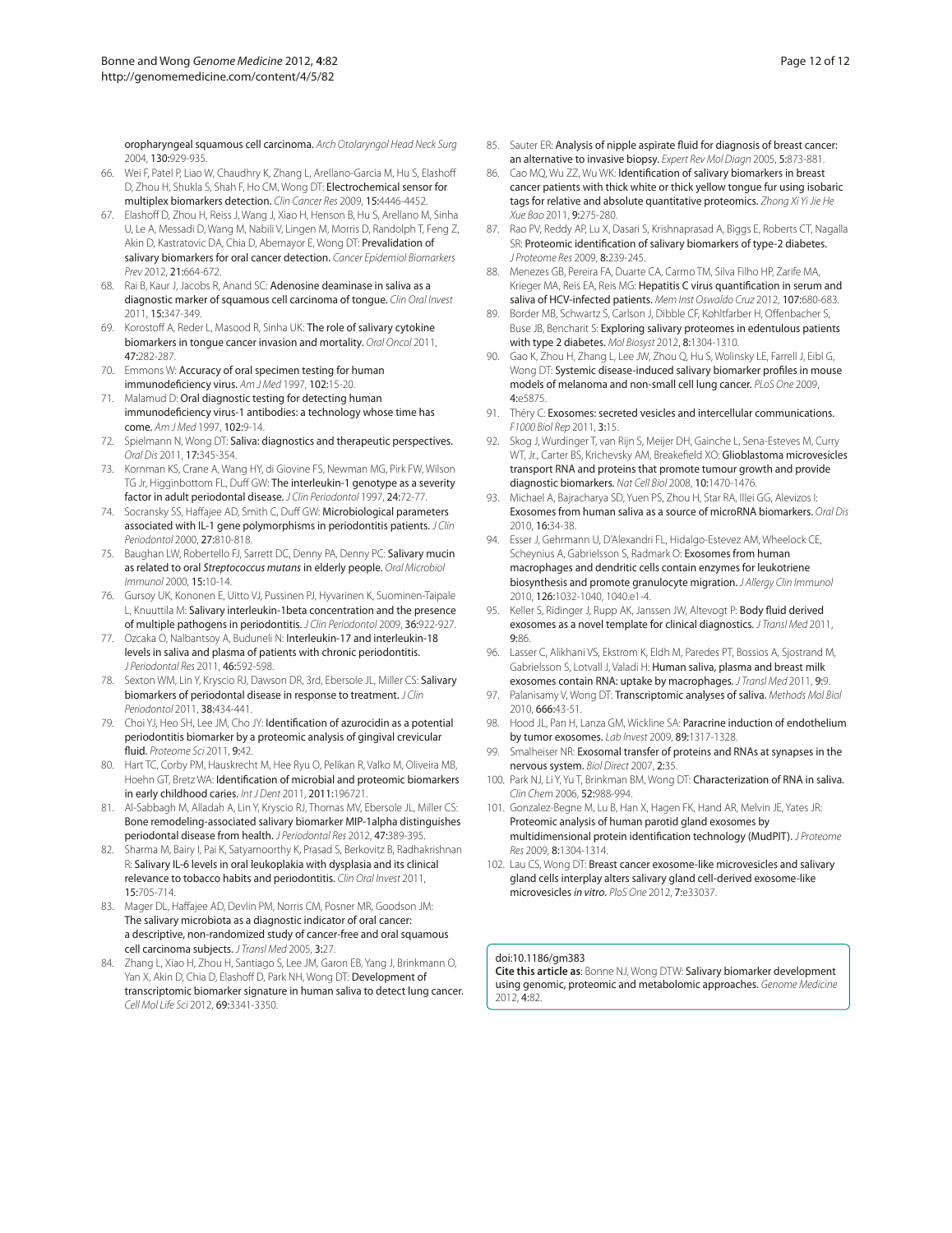oropharyngeal squamous cell carcinoma. *Arch Otolaryngol Head Neck Surg* 2004, **130**:929-935.

66. Wei F, Patel P, Liao W, Chaudhry K, Zhang L, Arellano-Garcia M, Hu S, Elashoff D, Zhou H, Shukla S, Shah F, Ho CM, Wong DT: **Electrochemical sensor for multiplex biomarkers detection.** *Clin Cancer Res* 2009, **15**:4446-4452.
67. Elashoff D, Zhou H, Reiss J, Wang J, Xiao H, Henson B, Hu S, Arellano M, Sinha U, Le A, Messadi D, Wang M, Nabili V, Lingen M, Morris D, Randolph T, Feng Z, Akin D, Kastratovic DA, Chia D, Abemayor E, Wong DT: **Prevalidation of salivary biomarkers for oral cancer detection.** *Cancer Epidemiol Biomarkers Prev* 2012, **21**:664-672.
68. Rai B, Kaur J, Jacobs R, Anand SC: **Adenosine deaminase in saliva as a diagnostic marker of squamous cell carcinoma of tongue.** *Clin Oral Invest* 2011, **15**:347-349.
69. Korostoff A, Reder L, Masood R, Sinha UK: **The role of salivary cytokine biomarkers in tongue cancer invasion and mortality.** *Oral Oncol* 2011, **47**:282-287.
70. Emmons W: **Accuracy of oral specimen testing for human immunodeficiency virus.** *Am J Med* 1997, **102**:15-20.
71. Malamud D: **Oral diagnostic testing for detecting human immunodeficiency virus-1 antibodies: a technology whose time has come.** *Am J Med* 1997, **102**:9-14.
72. Spielmann N, Wong DT: **Saliva: diagnostics and therapeutic perspectives.** *Oral Dis* 2011, **17**:345-354.
73. Kornman KS, Crane A, Wang HY, di Giovine FS, Newman MG, Pirk FW, Wilson TG Jr, Higginbottom FL, Duff GW: **The interleukin-1 genotype as a severity factor in adult periodontal disease.** *J Clin Periodontol* 1997, **24**:72-77.
74. Socransky SS, Haffajee AD, Smith C, Duff GW: **Microbiological parameters associated with IL-1 gene polymorphisms in periodontitis patients.** *J Clin Periodontol* 2000, **27**:810-818.
75. Baughan LW, Robertello FJ, Sarrett DC, Denny PA, Denny PC: **Salivary mucin as related to oral *Streptococcus mutans* in elderly people.** *Oral Microbiol Immunol* 2000, **15**:10-14.
76. Gursoy UK, Kononen E, Uitto VJ, Pussinen PJ, Hyvarinen K, Suominen-Taipale L, Knuuttila M: **Salivary interleukin-1beta concentration and the presence of multiple pathogens in periodontitis.** *J Clin Periodontol* 2009, **36**:922-927.
77. Ozcaka O, Nalbantsoy A, Buduneli N: **Interleukin-17 and interleukin-18 levels in saliva and plasma of patients with chronic periodontitis.** *J Periodontal Res* 2011, **46**:592-598.
78. Sexton WM, Lin Y, Kryscio RJ, Dawson DR, 3rd, Ebersole JL, Miller CS: **Salivary biomarkers of periodontal disease in response to treatment.** *J Clin Periodontol* 2011, **38**:434-441.
79. Choi YJ, Heo SH, Lee JM, Cho JY: **Identification of azurocidin as a potential periodontitis biomarker by a proteomic analysis of gingival crevicular fluid.** *Proteome Sci* 2011, **9**:42.
80. Hart TC, Corby PM, Hauskrecht M, Hee Ryu O, Pelikan R, Valko M, Oliveira MB, Hoehn GT, Bretz WA: **Identification of microbial and proteomic biomarkers in early childhood caries.** *Int J Dent* 2011, **2011**:196721.
81. Al-Sabbagh M, Alladah A, Lin Y, Kryscio RJ, Thomas MV, Ebersole JL, Miller CS: **Bone remodeling-associated salivary biomarker MIP-1alpha distinguishes periodontal disease from health.** *J Periodontal Res* 2012, **47**:389-395.
82. Sharma M, Bairy I, Pai K, Satyamoorthy K, Prasad S, Berkovitz B, Radhakrishnan R: **Salivary IL-6 levels in oral leukoplakia with dysplasia and its clinical relevance to tobacco habits and periodontitis.** *Clin Oral Invest* 2011, **15**:705-714.
83. Mager DL, Haffajee AD, Devlin PM, Norris CM, Posner MR, Goodson JM: **The salivary microbiota as a diagnostic indicator of oral cancer: a descriptive, non-randomized study of cancer-free and oral squamous cell carcinoma subjects.** *J Transl Med* 2005, **3**:27.
84. Zhang L, Xiao H, Zhou H, Santiago S, Lee JM, Garon EB, Yang J, Brinkmann O, Yan X, Akin D, Chia D, Elashoff D, Park NH, Wong DT: **Development of transcriptomic biomarker signature in human saliva to detect lung cancer.** *Cell Mol Life Sci* 2012, **69**:3341-3350.
85. Sauter ER: **Analysis of nipple aspirate fluid for diagnosis of breast cancer: an alternative to invasive biopsy.** *Expert Rev Mol Diagn* 2005, **5**:873-881.
86. Cao MQ, Wu ZZ, Wu WK: **Identification of salivary biomarkers in breast cancer patients with thick white or thick yellow tongue fur using isobaric tags for relative and absolute quantitative proteomics.** *Zhong Xi Yi Jie He Xue Bao* 2011, **9**:275-280.
87. Rao PV, Reddy AP, Lu X, Dasari S, Krishnaprasad A, Biggs E, Roberts CT, Nagalla SR: **Proteomic identification of salivary biomarkers of type-2 diabetes.** *J Proteome Res* 2009, **8**:239-245.
88. Menezes GB, Pereira FA, Duarte CA, Carmo TM, Silva Filho HP, Zarife MA, Krieger MA, Reis EA, Reis MG: **Hepatitis C virus quantification in serum and saliva of HCV-infected patients.** *Mem Inst Oswaldo Cruz* 2012, **107**:680-683.
89. Border MB, Schwartz S, Carlson J, Dibble CF, Kohltfarber H, Offenbacher S, Buse JB, Bencharit S: **Exploring salivary proteomes in edentulous patients with type 2 diabetes.** *Mol Biosyst* 2012, **8**:1304-1310.
90. Gao K, Zhou H, Zhang L, Lee JW, Zhou Q, Hu S, Wolinsky LE, Farrell J, Eibl G, Wong DT: **Systemic disease-induced salivary biomarker profiles in mouse models of melanoma and non-small cell lung cancer.** *PLoS One* 2009, **4**:e5875.
91. Théry C: **Exosomes: secreted vesicles and intercellular communications.** *F1000 Biol Rep* 2011, **3**:15.
92. Skog J, Wurdinger T, van Rijn S, Meijer DH, Gainche L, Sena-Esteves M, Curry WT, Jr., Carter BS, Krichevsky AM, Breakefield XO: **Glioblastoma microvesicles transport RNA and proteins that promote tumour growth and provide diagnostic biomarkers.** *Nat Cell Biol* 2008, **10**:1470-1476.
93. Michael A, Bajracharya SD, Yuen PS, Zhou H, Star RA, Illei GG, Alevizos I: **Exosomes from human saliva as a source of microRNA biomarkers.** *Oral Dis* 2010, **16**:34-38.
94. Esser J, Gehrmann U, D'Alexandri FL, Hidalgo-Estevez AM, Wheelock CE, Scheynius A, Gabrielsson S, Radmark O: **Exosomes from human macrophages and dendritic cells contain enzymes for leukotriene biosynthesis and promote granulocyte migration.** *J Allergy Clin Immunol* 2010, **126**:1032-1040, 1040.e1-4.
95. Keller S, Ridinger J, Rupp AK, Janssen JW, Altevogt P: **Body fluid derived exosomes as a novel template for clinical diagnostics.** *J Transl Med* 2011, **9**:86.
96. Lasser C, Alikhani VS, Ekstrom K, Eldh M, Paredes PT, Bossios A, Sjostrand M, Gabrielsson S, Lotvall J, Valadi H: **Human saliva, plasma and breast milk exosomes contain RNA: uptake by macrophages.** *J Transl Med* 2011, **9**:9.
97. Palanisamy V, Wong DT: **Transcriptomic analyses of saliva.** *Methods Mol Biol* 2010, **666**:43-51.
98. Hood JL, Pan H, Lanza GM, Wickline SA: **Paracrine induction of endothelium by tumor exosomes.** *Lab Invest* 2009, **89**:1317-1328.
99. Smalheiser NR: **Exosomal transfer of proteins and RNAs at synapses in the nervous system.** *Biol Direct* 2007, **2**:35.
100. Park NJ, Li Y, Yu T, Brinkman BM, Wong DT: **Characterization of RNA in saliva.** *Clin Chem* 2006, **52**:988-994.
101. Gonzalez-Begne M, Lu B, Han X, Hagen FK, Hand AR, Melvin JE, Yates JR: **Proteomic analysis of human parotid gland exosomes by multidimensional protein identification technology (MudPIT).** *J Proteome Res* 2009, **8**:1304-1314.
102. Lau CS, Wong DT: **Breast cancer exosome-like microvesicles and salivary gland cells interplay alters salivary gland cell-derived exosome-like microvesicles *in vitro*.** *PloS One* 2012, **7**:e33037.

doi:10.1186/gm383
**Cite this article as**: Bonne NJ, Wong DTW: Salivary biomarker development using genomic, proteomic and metabolomic approaches. *Genome Medicine* 2012, **4**:82.